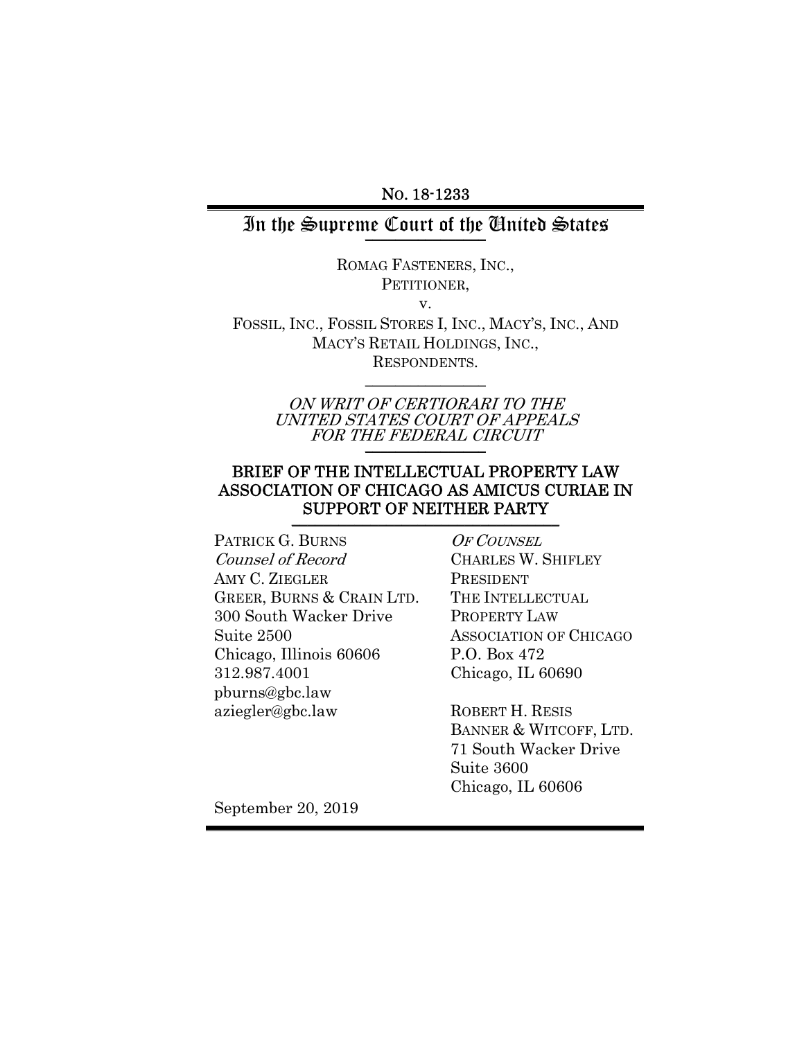No. 18-1233

# In the Supreme Court of the United States

ROMAG FASTENERS, INC.,
PETITIONER,

v.

FOSSIL, INC., FOSSIL STORES I, INC., MACY'S, INC., AND MACY'S RETAIL HOLDINGS, INC.,
RESPONDENTS.

*ON WRIT OF CERTIORARI TO THE UNITED STATES COURT OF APPEALS FOR THE FEDERAL CIRCUIT*

## BRIEF OF THE INTELLECTUAL PROPERTY LAW ASSOCIATION OF CHICAGO AS AMICUS CURIAE IN SUPPORT OF NEITHER PARTY

PATRICK G. BURNS
*Counsel of Record*
AMY C. ZIEGLER
GREER, BURNS & CRAIN LTD.
300 South Wacker Drive
Suite 2500
Chicago, Illinois 60606
312.987.4001
pburns@gbc.law
aziegler@gbc.law

*OF COUNSEL*
CHARLES W. SHIFLEY
PRESIDENT
THE INTELLECTUAL PROPERTY LAW ASSOCIATION OF CHICAGO
P.O. Box 472
Chicago, IL 60690

ROBERT H. RESIS
BANNER & WITCOFF, LTD.
71 South Wacker Drive
Suite 3600
Chicago, IL 60606

September 20, 2019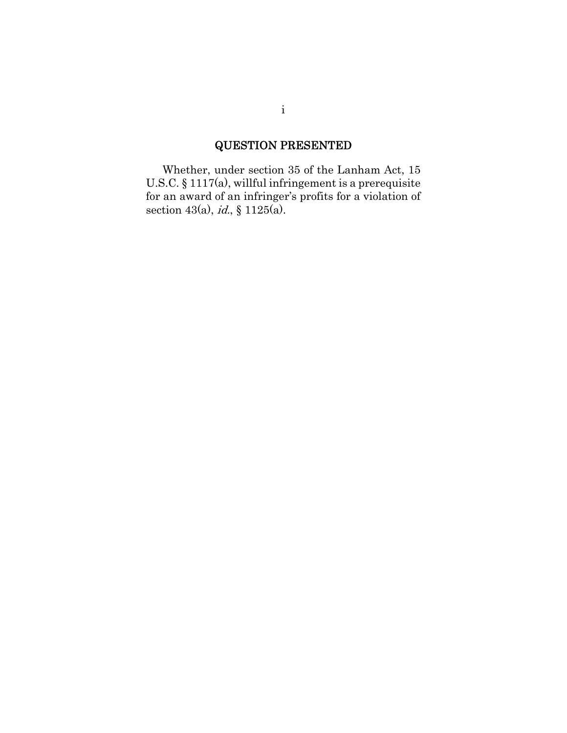## QUESTION PRESENTED

Whether, under section 35 of the Lanham Act, 15 U.S.C. § 1117(a), willful infringement is a prerequisite for an award of an infringer's profits for a violation of section 43(a), *id.*, § 1125(a).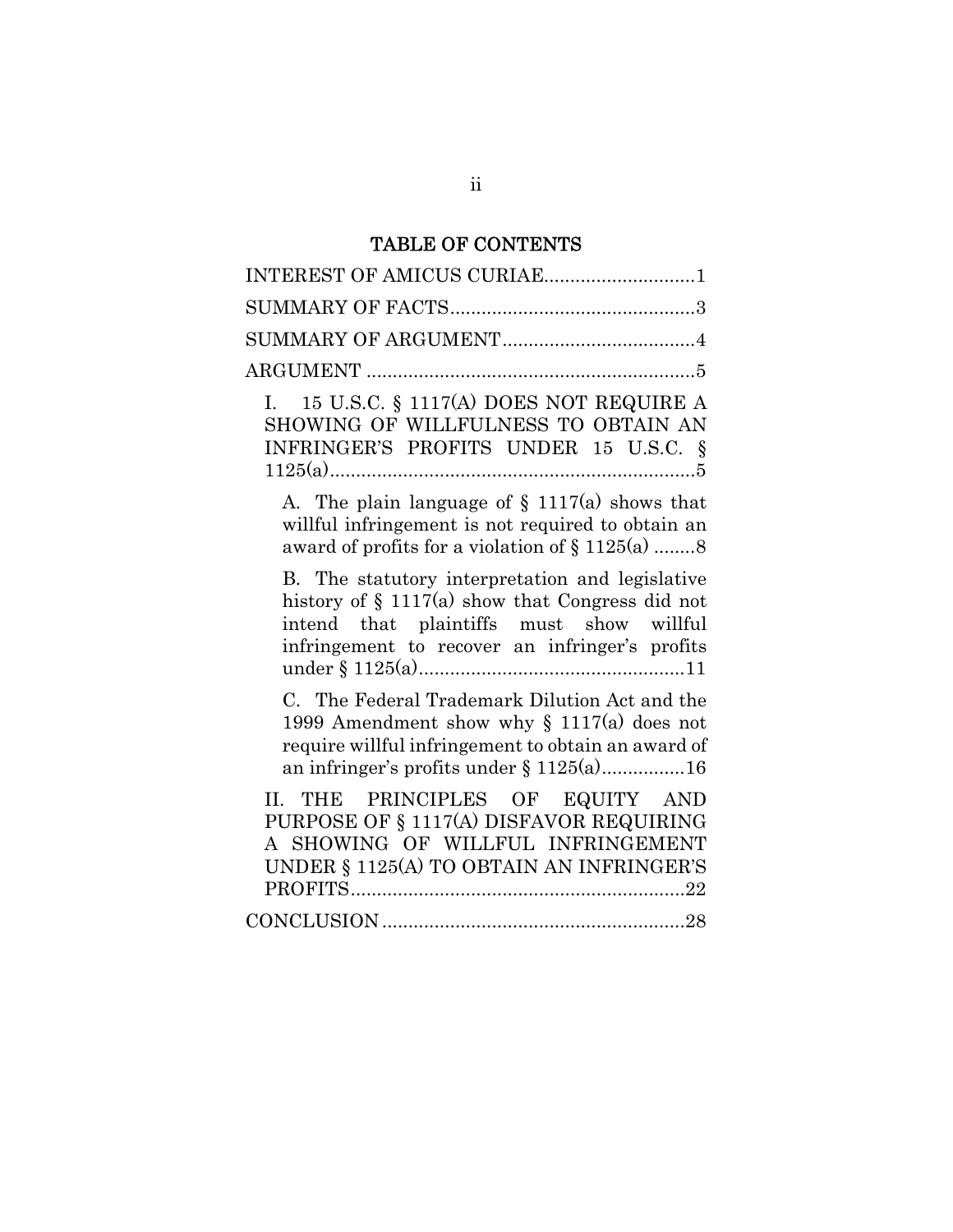## TABLE OF CONTENTS

INTEREST OF AMICUS CURIAE............................1

SUMMARY OF FACTS..............................................3

SUMMARY OF ARGUMENT.....................................4

ARGUMENT ...............................................................5

I. 15 U.S.C. § 1117(A) DOES NOT REQUIRE A SHOWING OF WILLFULNESS TO OBTAIN AN INFRINGER'S PROFITS UNDER 15 U.S.C. § 1125(a)......................................................................5

A. The plain language of § 1117(a) shows that willful infringement is not required to obtain an award of profits for a violation of § 1125(a) ........8

B. The statutory interpretation and legislative history of § 1117(a) show that Congress did not intend that plaintiffs must show willful infringement to recover an infringer's profits under § 1125(a)...................................................11

C. The Federal Trademark Dilution Act and the 1999 Amendment show why § 1117(a) does not require willful infringement to obtain an award of an infringer's profits under § 1125(a)................16

II. THE PRINCIPLES OF EQUITY AND PURPOSE OF § 1117(A) DISFAVOR REQUIRING A SHOWING OF WILLFUL INFRINGEMENT UNDER § 1125(A) TO OBTAIN AN INFRINGER'S PROFITS................................................................22

CONCLUSION..........................................................28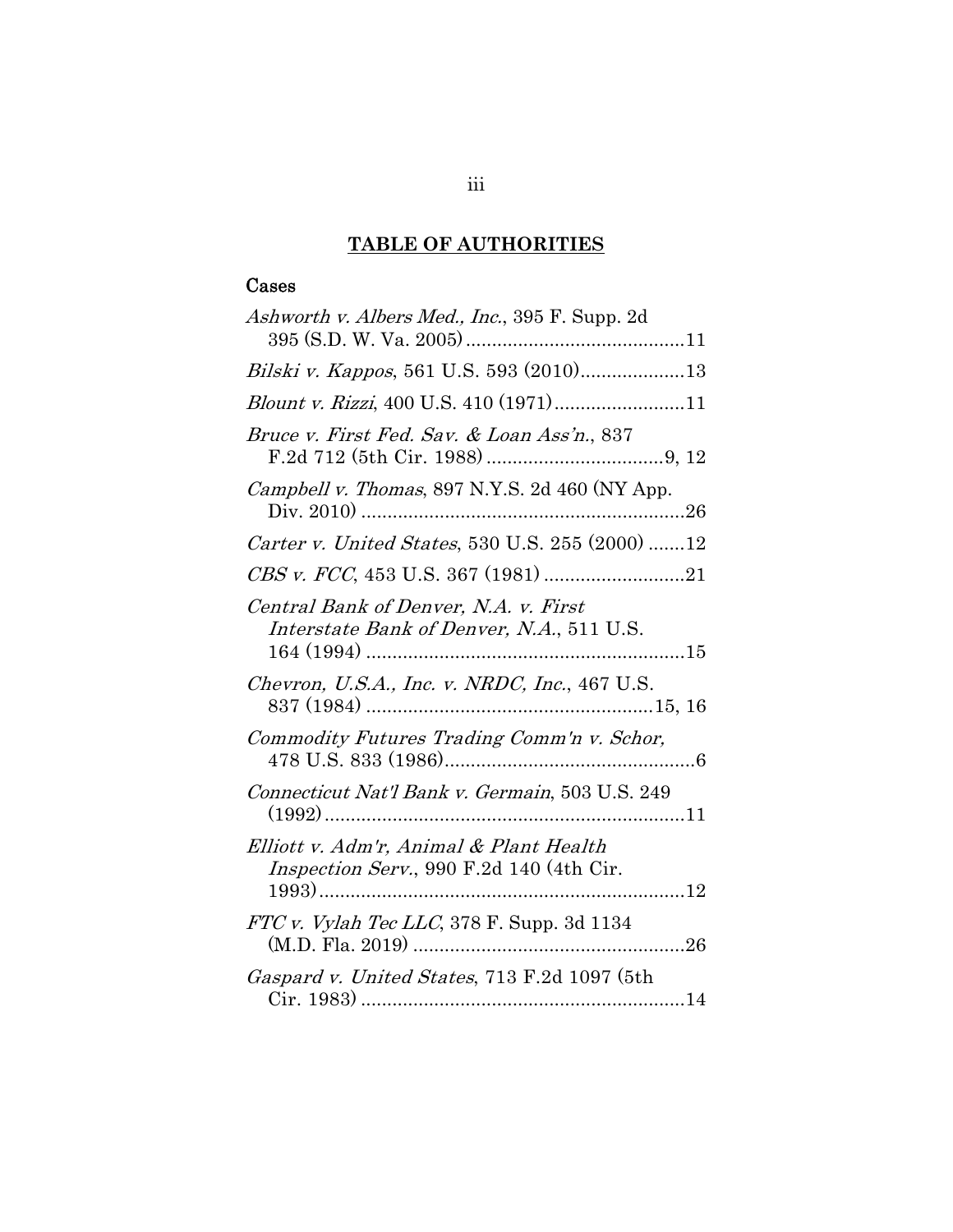## **TABLE OF AUTHORITIES**

### Cases

*Ashworth v. Albers Med., Inc.*, 395 F. Supp. 2d 395 (S.D. W. Va. 2005) ..........................................11

*Bilski v. Kappos*, 561 U.S. 593 (2010)....................13

*Blount v. Rizzi*, 400 U.S. 410 (1971)........................11

*Bruce v. First Fed. Sav. & Loan Ass'n.*, 837 F.2d 712 (5th Cir. 1988) ..................................9, 12

*Campbell v. Thomas*, 897 N.Y.S. 2d 460 (NY App. Div. 2010) ..............................................................26

*Carter v. United States*, 530 U.S. 255 (2000) .......12

*CBS v. FCC*, 453 U.S. 367 (1981) ..........................21

*Central Bank of Denver, N.A. v. First Interstate Bank of Denver, N.A.*, 511 U.S. 164 (1994) .............................................................15

*Chevron, U.S.A., Inc. v. NRDC, Inc.*, 467 U.S. 837 (1984) ......................................................15, 16

*Commodity Futures Trading Comm'n v. Schor,* 478 U.S. 833 (1986)................................................6

*Connecticut Nat'l Bank v. Germain*, 503 U.S. 249 (1992).....................................................................11

*Elliott v. Adm'r, Animal & Plant Health Inspection Serv.*, 990 F.2d 140 (4th Cir. 1993)......................................................................12

*FTC v. Vylah Tec LLC*, 378 F. Supp. 3d 1134 (M.D. Fla. 2019) ....................................................26

*Gaspard v. United States*, 713 F.2d 1097 (5th Cir. 1983) ..............................................................14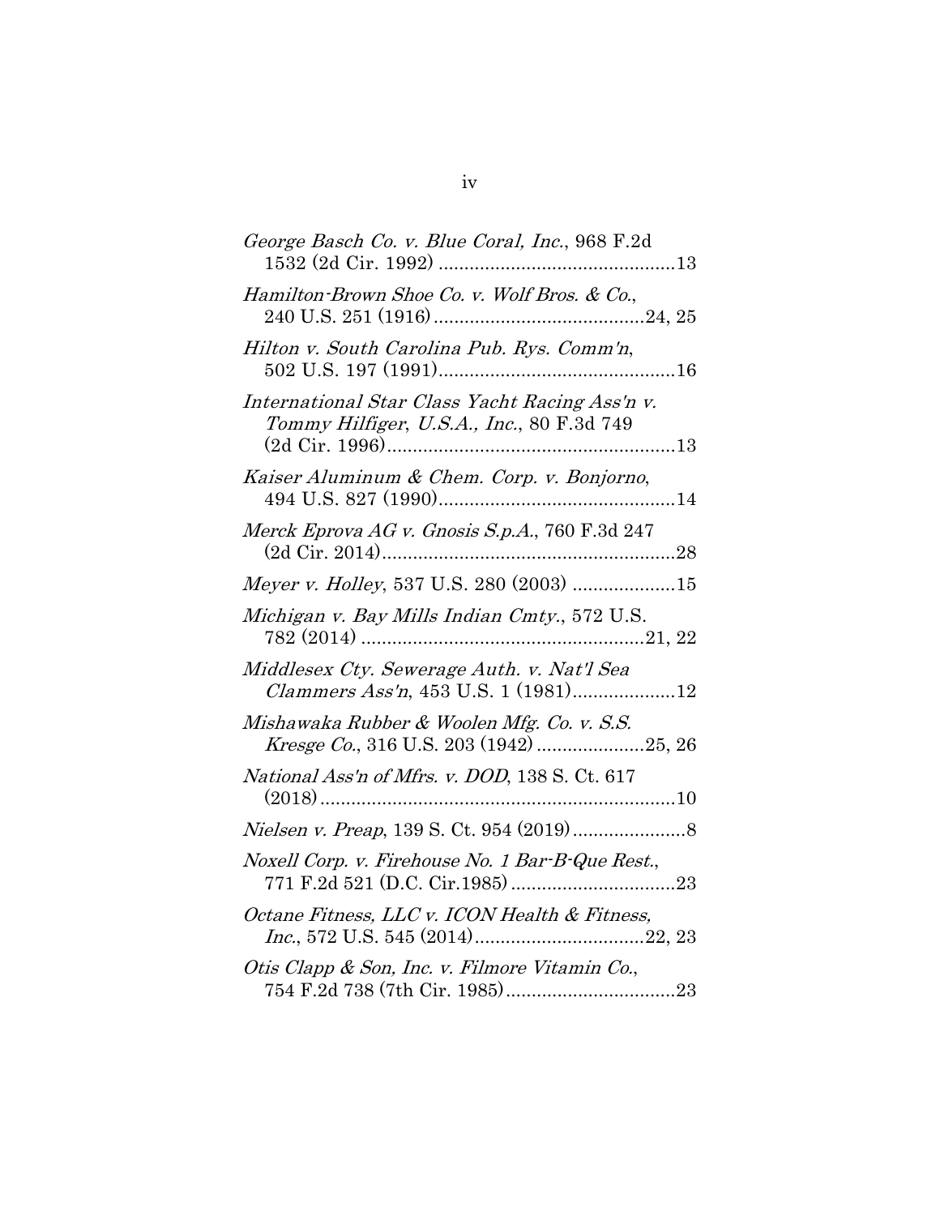*George Basch Co. v. Blue Coral, Inc.*, 968 F.2d 1532 (2d Cir. 1992) .............................................13

*Hamilton-Brown Shoe Co. v. Wolf Bros. & Co.*, 240 U.S. 251 (1916).........................................24, 25

*Hilton v. South Carolina Pub. Rys. Comm'n*, 502 U.S. 197 (1991)..............................................16

*International Star Class Yacht Racing Ass'n v. Tommy Hilfiger, U.S.A., Inc.*, 80 F.3d 749 (2d Cir. 1996).........................................................13

*Kaiser Aluminum & Chem. Corp. v. Bonjorno*, 494 U.S. 827 (1990)..............................................14

*Merck Eprova AG v. Gnosis S.p.A.*, 760 F.3d 247 (2d Cir. 2014).........................................................28

*Meyer v. Holley*, 537 U.S. 280 (2003) ....................15

*Michigan v. Bay Mills Indian Cmty.*, 572 U.S. 782 (2014) .......................................................21, 22

*Middlesex Cty. Sewerage Auth. v. Nat'l Sea Clammers Ass'n*, 453 U.S. 1 (1981)....................12

*Mishawaka Rubber & Woolen Mfg. Co. v. S.S. Kresge Co.*, 316 U.S. 203 (1942) .....................25, 26

*National Ass'n of Mfrs. v. DOD*, 138 S. Ct. 617 (2018).....................................................................10

*Nielsen v. Preap*, 139 S. Ct. 954 (2019)......................8

*Noxell Corp. v. Firehouse No. 1 Bar-B-Que Rest.*, 771 F.2d 521 (D.C. Cir.1985) ................................23

*Octane Fitness, LLC v. ICON Health & Fitness, Inc.*, 572 U.S. 545 (2014).................................22, 23

*Otis Clapp & Son, Inc. v. Filmore Vitamin Co.*, 754 F.2d 738 (7th Cir. 1985).................................23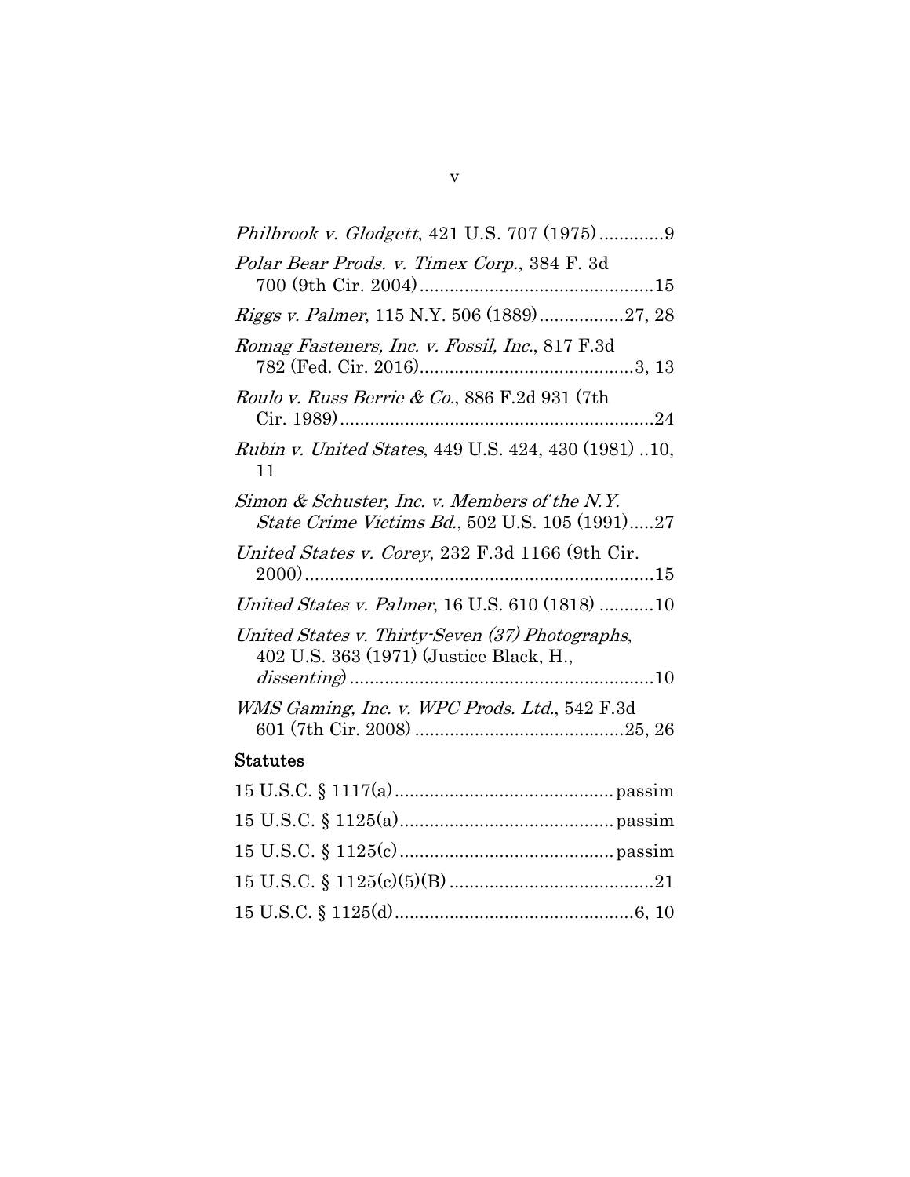*Philbrook v. Glodgett*, 421 U.S. 707 (1975) .............9

*Polar Bear Prods. v. Timex Corp.*, 384 F. 3d 700 (9th Cir. 2004) ..............................................15

*Riggs v. Palmer*, 115 N.Y. 506 (1889) .................27, 28

*Romag Fasteners, Inc. v. Fossil, Inc.*, 817 F.3d 782 (Fed. Cir. 2016) ..........................................3, 13

*Roulo v. Russ Berrie & Co.*, 886 F.2d 931 (7th Cir. 1989) ...............................................................24

*Rubin v. United States*, 449 U.S. 424, 430 (1981) ..10, 11

*Simon & Schuster, Inc. v. Members of the N.Y. State Crime Victims Bd.*, 502 U.S. 105 (1991).....27

*United States v. Corey*, 232 F.3d 1166 (9th Cir. 2000) ......................................................................15

*United States v. Palmer*, 16 U.S. 610 (1818) ...........10

*United States v. Thirty-Seven (37) Photographs*, 402 U.S. 363 (1971) (Justice Black, H., *dissenting*) ............................................................10

*WMS Gaming, Inc. v. WPC Prods. Ltd.*, 542 F.3d 601 (7th Cir. 2008) .........................................25, 26

**Statutes**

15 U.S.C. § 1117(a) ........................................... passim

15 U.S.C. § 1125(a) .......................................... passim

15 U.S.C. § 1125(c) .......................................... passim

15 U.S.C. § 1125(c)(5)(B) .........................................21

15 U.S.C. § 1125(d) ...............................................6, 10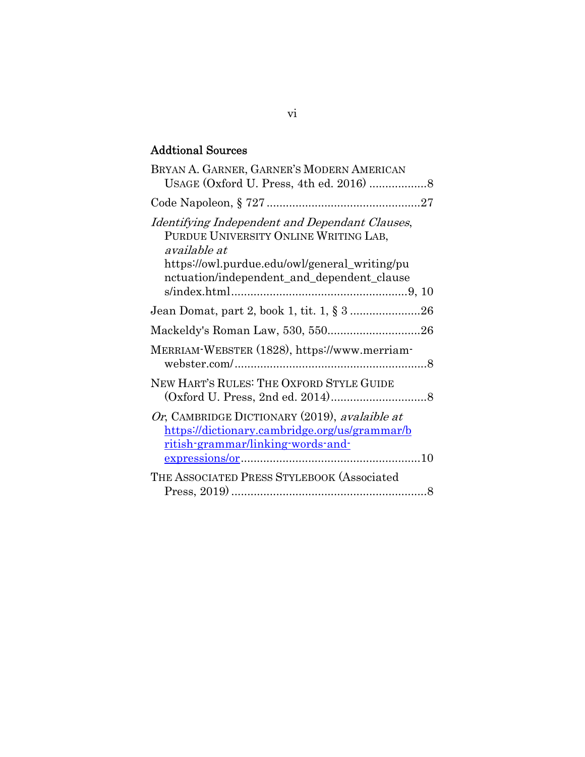## Addtional Sources

BRYAN A. GARNER, GARNER'S MODERN AMERICAN USAGE (Oxford U. Press, 4th ed. 2016) ..................8

Code Napoleon, § 727 ................................................27

*Identifying Independent and Dependant Clauses*, PURDUE UNIVERSITY ONLINE WRITING LAB, *available at* https://owl.purdue.edu/owl/general_writing/punctuation/independent_and_dependent_clauses/index.html.......................................................9, 10

Jean Domat, part 2, book 1, tit. 1, § 3 ......................26

Mackeldy's Roman Law, 530, 550.............................26

MERRIAM-WEBSTER (1828), https://www.merriam-webster.com/............................................................8

NEW HART'S RULES: THE OXFORD STYLE GUIDE (Oxford U. Press, 2nd ed. 2014)..............................8

*Or*, CAMBRIDGE DICTIONARY (2019), *avalaible at* [https://dictionary.cambridge.org/us/grammar/british-grammar/linking-words-and-expressions/or](https://dictionary.cambridge.org/us/grammar/british-grammar/linking-words-and-expressions/or)........................................................10

THE ASSOCIATED PRESS STYLEBOOK (Associated Press, 2019) .............................................................8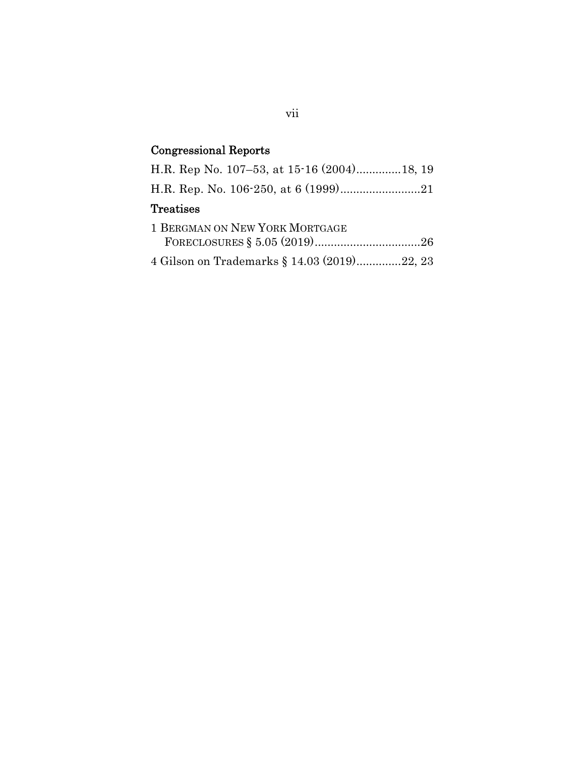## Congressional Reports

H.R. Rep No. 107–53, at 15-16 (2004)..............18, 19

H.R. Rep. No. 106-250, at 6 (1999).........................21

## Treatises

1 BERGMAN ON NEW YORK MORTGAGE FORECLOSURES § 5.05 (2019).................................26

4 Gilson on Trademarks § 14.03 (2019)..............22, 23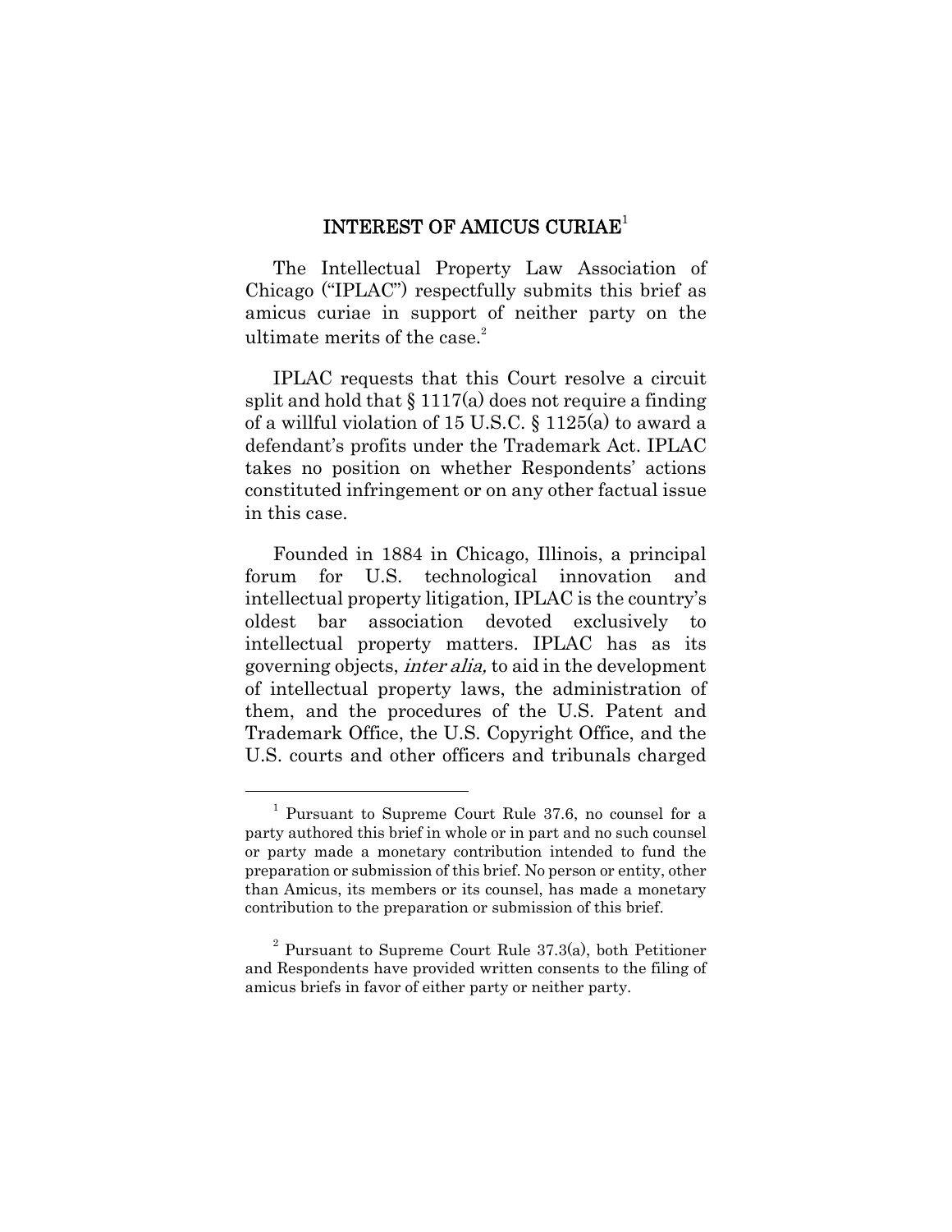## INTEREST OF AMICUS CURIAE[1]

The Intellectual Property Law Association of Chicago ("IPLAC") respectfully submits this brief as amicus curiae in support of neither party on the ultimate merits of the case.[2]

IPLAC requests that this Court resolve a circuit split and hold that § 1117(a) does not require a finding of a willful violation of 15 U.S.C. § 1125(a) to award a defendant's profits under the Trademark Act. IPLAC takes no position on whether Respondents' actions constituted infringement or on any other factual issue in this case.

Founded in 1884 in Chicago, Illinois, a principal forum for U.S. technological innovation and intellectual property litigation, IPLAC is the country's oldest bar association devoted exclusively to intellectual property matters. IPLAC has as its governing objects, *inter alia,* to aid in the development of intellectual property laws, the administration of them, and the procedures of the U.S. Patent and Trademark Office, the U.S. Copyright Office, and the U.S. courts and other officers and tribunals charged

---

[1] Pursuant to Supreme Court Rule 37.6, no counsel for a party authored this brief in whole or in part and no such counsel or party made a monetary contribution intended to fund the preparation or submission of this brief. No person or entity, other than Amicus, its members or its counsel, has made a monetary contribution to the preparation or submission of this brief.

[2] Pursuant to Supreme Court Rule 37.3(a), both Petitioner and Respondents have provided written consents to the filing of amicus briefs in favor of either party or neither party.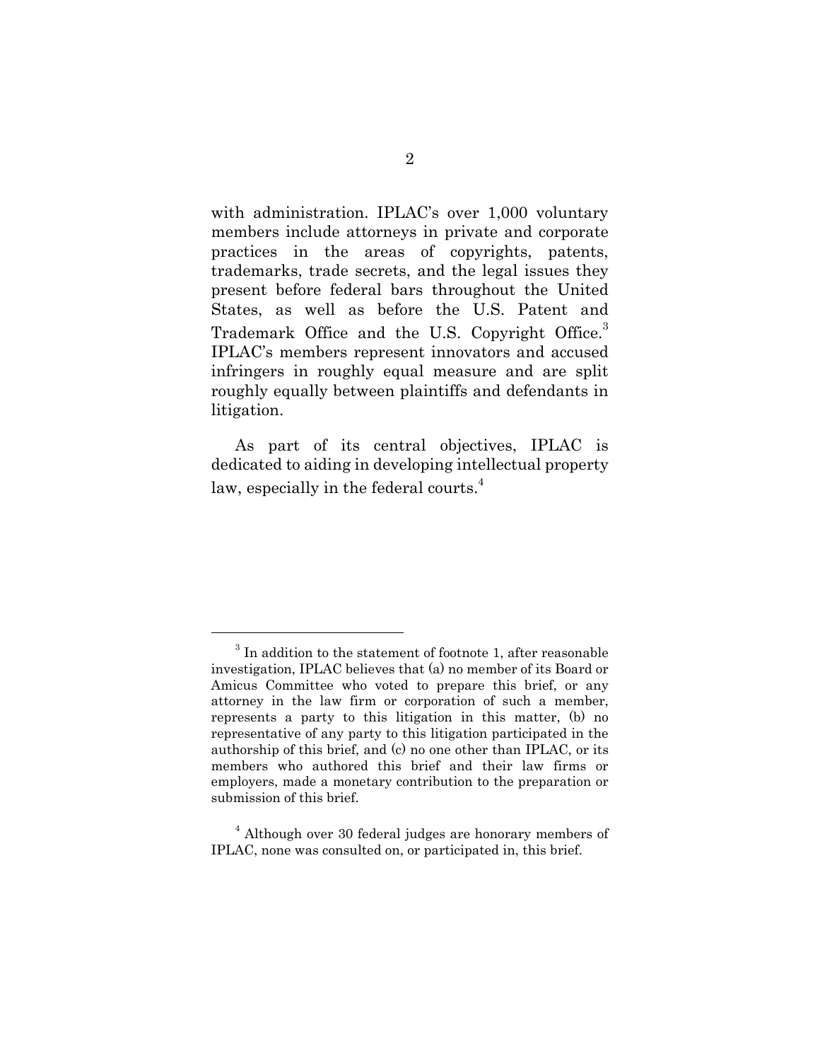with administration. IPLAC's over 1,000 voluntary members include attorneys in private and corporate practices in the areas of copyrights, patents, trademarks, trade secrets, and the legal issues they present before federal bars throughout the United States, as well as before the U.S. Patent and Trademark Office and the U.S. Copyright Office.[3] IPLAC's members represent innovators and accused infringers in roughly equal measure and are split roughly equally between plaintiffs and defendants in litigation.

As part of its central objectives, IPLAC is dedicated to aiding in developing intellectual property law, especially in the federal courts.[4]

---

[3] In addition to the statement of footnote 1, after reasonable investigation, IPLAC believes that (a) no member of its Board or Amicus Committee who voted to prepare this brief, or any attorney in the law firm or corporation of such a member, represents a party to this litigation in this matter, (b) no representative of any party to this litigation participated in the authorship of this brief, and (c) no one other than IPLAC, or its members who authored this brief and their law firms or employers, made a monetary contribution to the preparation or submission of this brief.

[4] Although over 30 federal judges are honorary members of IPLAC, none was consulted on, or participated in, this brief.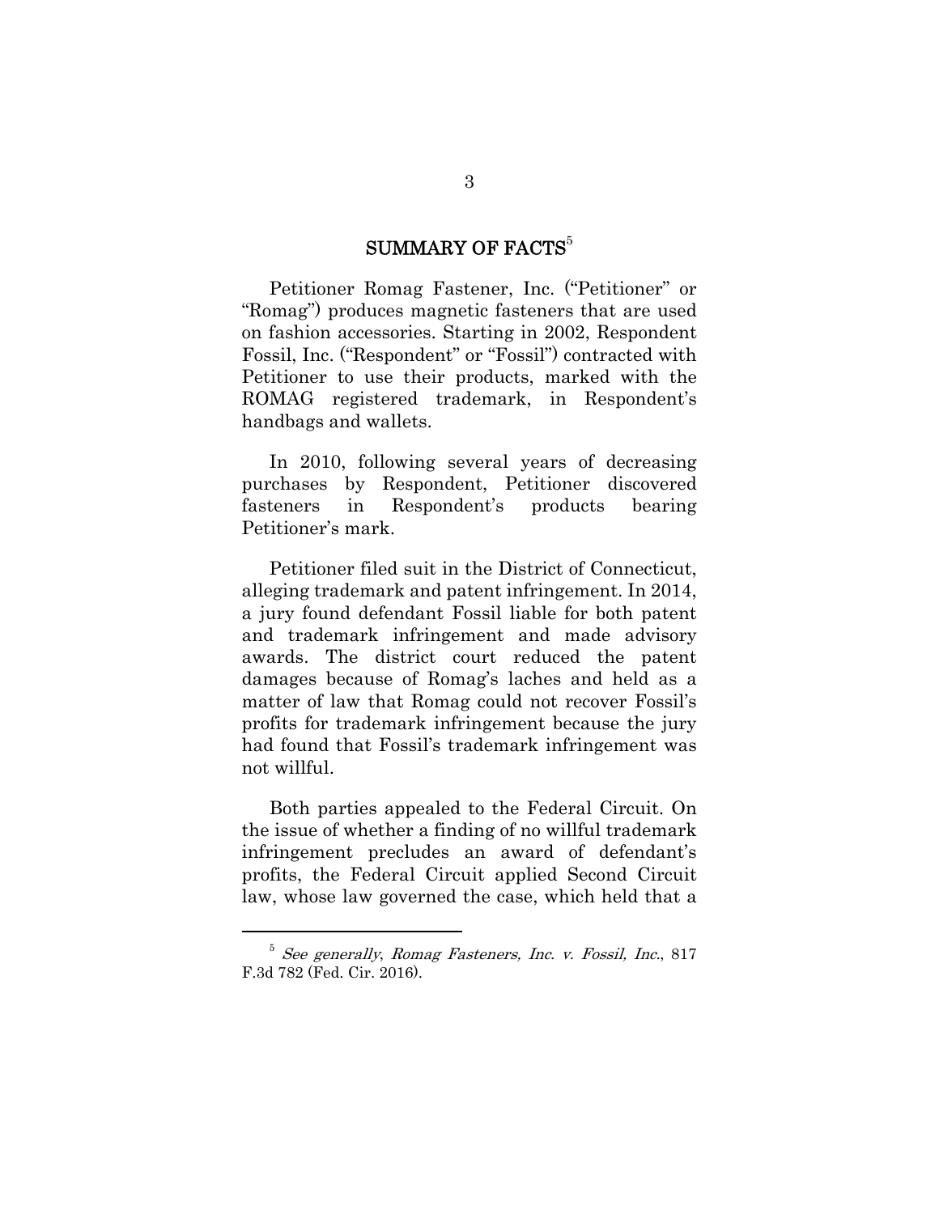## SUMMARY OF FACTS[5]

Petitioner Romag Fastener, Inc. ("Petitioner" or "Romag") produces magnetic fasteners that are used on fashion accessories. Starting in 2002, Respondent Fossil, Inc. ("Respondent" or "Fossil") contracted with Petitioner to use their products, marked with the ROMAG registered trademark, in Respondent's handbags and wallets.

In 2010, following several years of decreasing purchases by Respondent, Petitioner discovered fasteners in Respondent's products bearing Petitioner's mark.

Petitioner filed suit in the District of Connecticut, alleging trademark and patent infringement. In 2014, a jury found defendant Fossil liable for both patent and trademark infringement and made advisory awards. The district court reduced the patent damages because of Romag's laches and held as a matter of law that Romag could not recover Fossil's profits for trademark infringement because the jury had found that Fossil's trademark infringement was not willful.

Both parties appealed to the Federal Circuit. On the issue of whether a finding of no willful trademark infringement precludes an award of defendant's profits, the Federal Circuit applied Second Circuit law, whose law governed the case, which held that a

---

[5] *See generally*, *Romag Fasteners, Inc. v. Fossil, Inc.*, 817 F.3d 782 (Fed. Cir. 2016).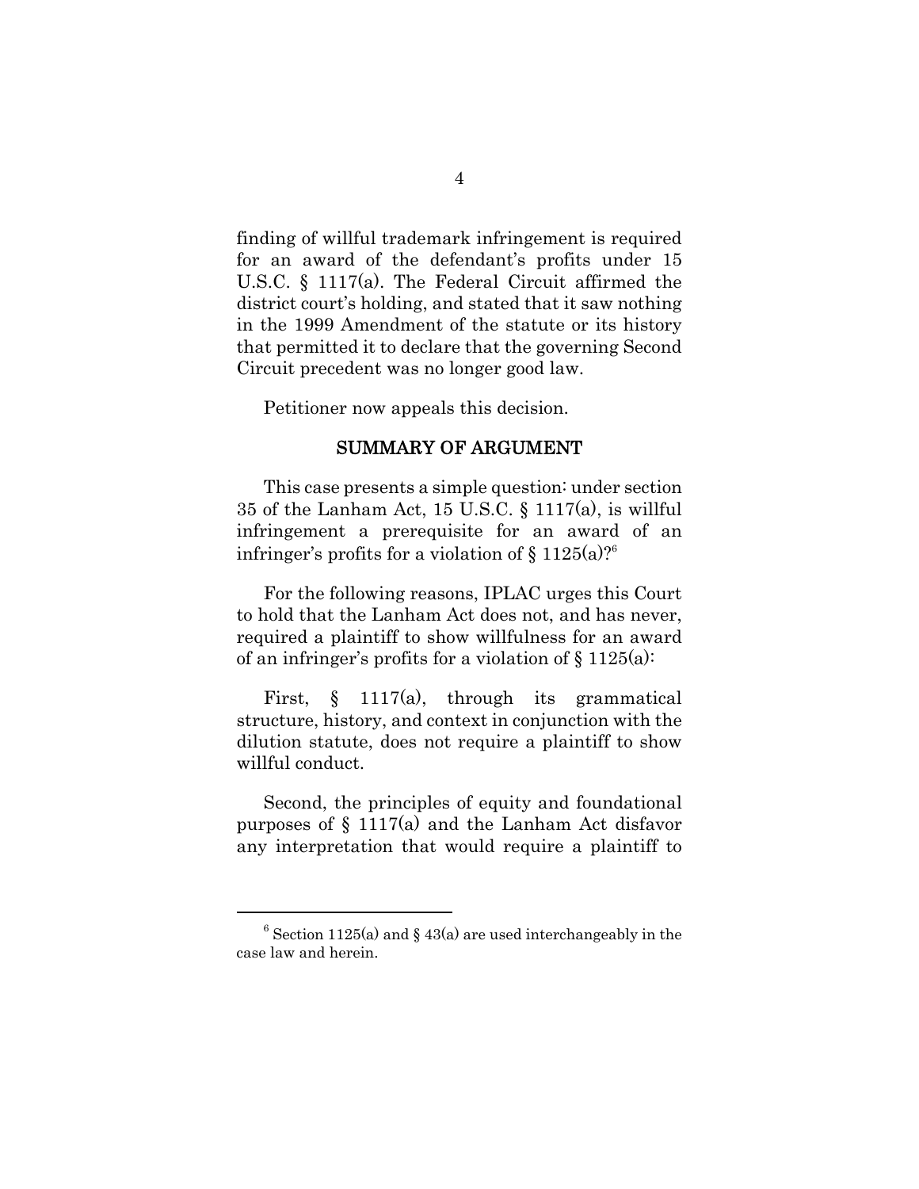finding of willful trademark infringement is required for an award of the defendant's profits under 15 U.S.C. § 1117(a). The Federal Circuit affirmed the district court's holding, and stated that it saw nothing in the 1999 Amendment of the statute or its history that permitted it to declare that the governing Second Circuit precedent was no longer good law.

Petitioner now appeals this decision.

## SUMMARY OF ARGUMENT

This case presents a simple question: under section 35 of the Lanham Act, 15 U.S.C. § 1117(a), is willful infringement a prerequisite for an award of an infringer's profits for a violation of § 1125(a)?[6]

For the following reasons, IPLAC urges this Court to hold that the Lanham Act does not, and has never, required a plaintiff to show willfulness for an award of an infringer's profits for a violation of § 1125(a):

First, § 1117(a), through its grammatical structure, history, and context in conjunction with the dilution statute, does not require a plaintiff to show willful conduct.

Second, the principles of equity and foundational purposes of § 1117(a) and the Lanham Act disfavor any interpretation that would require a plaintiff to

---

[6] Section 1125(a) and § 43(a) are used interchangeably in the case law and herein.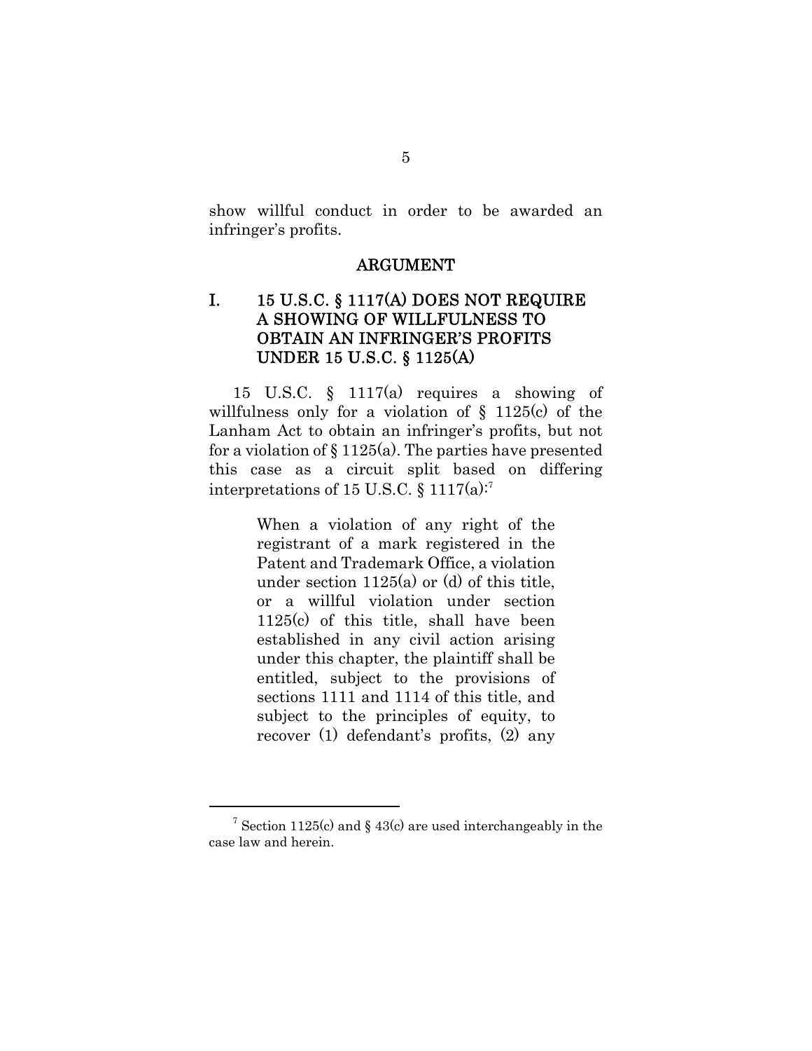show willful conduct in order to be awarded an infringer's profits.

## ARGUMENT

### I. 15 U.S.C. § 1117(A) DOES NOT REQUIRE A SHOWING OF WILLFULNESS TO OBTAIN AN INFRINGER'S PROFITS UNDER 15 U.S.C. § 1125(A)

15 U.S.C. § 1117(a) requires a showing of willfulness only for a violation of § 1125(c) of the Lanham Act to obtain an infringer's profits, but not for a violation of § 1125(a). The parties have presented this case as a circuit split based on differing interpretations of 15 U.S.C. § 1117(a):[7]

> When a violation of any right of the registrant of a mark registered in the Patent and Trademark Office, a violation under section 1125(a) or (d) of this title, or a willful violation under section 1125(c) of this title, shall have been established in any civil action arising under this chapter, the plaintiff shall be entitled, subject to the provisions of sections 1111 and 1114 of this title, and subject to the principles of equity, to recover (1) defendant's profits, (2) any

[7] Section 1125(c) and § 43(c) are used interchangeably in the case law and herein.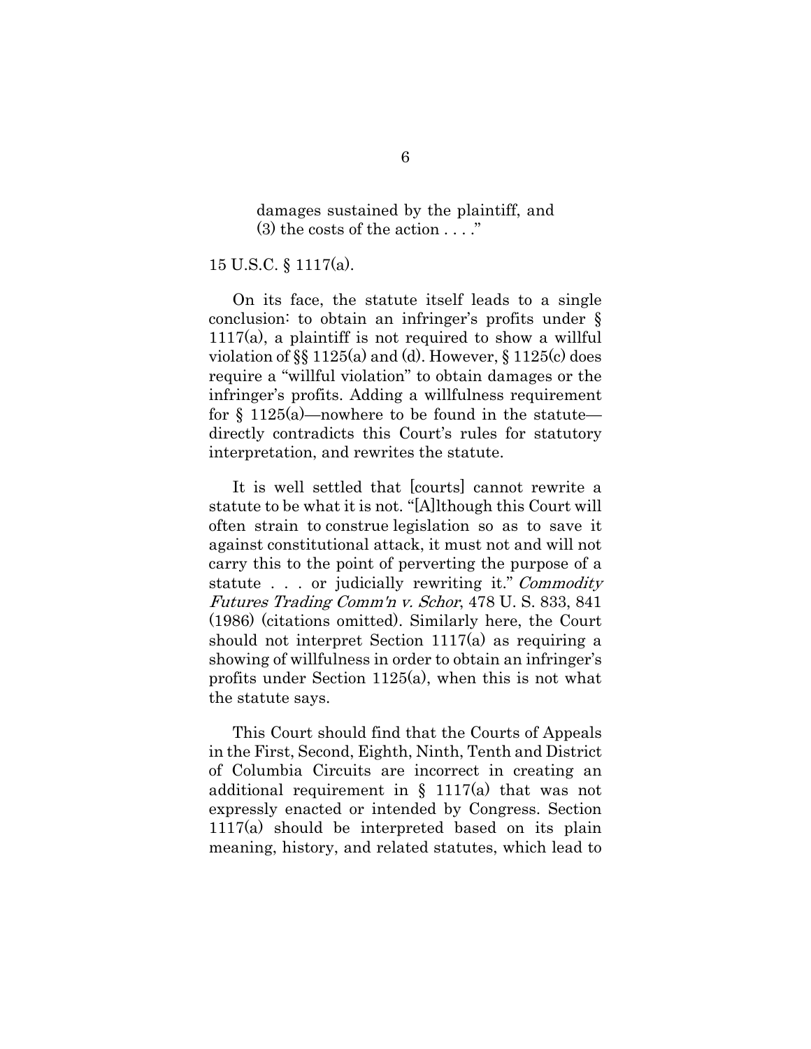> damages sustained by the plaintiff, and (3) the costs of the action . . . ."

15 U.S.C. § 1117(a).

On its face, the statute itself leads to a single conclusion: to obtain an infringer's profits under § 1117(a), a plaintiff is not required to show a willful violation of §§ 1125(a) and (d). However, § 1125(c) does require a "willful violation" to obtain damages or the infringer's profits. Adding a willfulness requirement for § 1125(a)—nowhere to be found in the statute—directly contradicts this Court's rules for statutory interpretation, and rewrites the statute.

It is well settled that [courts] cannot rewrite a statute to be what it is not. "[A]lthough this Court will often strain to construe legislation so as to save it against constitutional attack, it must not and will not carry this to the point of perverting the purpose of a statute . . . or judicially rewriting it." *Commodity Futures Trading Comm'n v. Schor*, 478 U. S. 833, 841 (1986) (citations omitted). Similarly here, the Court should not interpret Section 1117(a) as requiring a showing of willfulness in order to obtain an infringer's profits under Section 1125(a), when this is not what the statute says.

This Court should find that the Courts of Appeals in the First, Second, Eighth, Ninth, Tenth and District of Columbia Circuits are incorrect in creating an additional requirement in § 1117(a) that was not expressly enacted or intended by Congress. Section 1117(a) should be interpreted based on its plain meaning, history, and related statutes, which lead to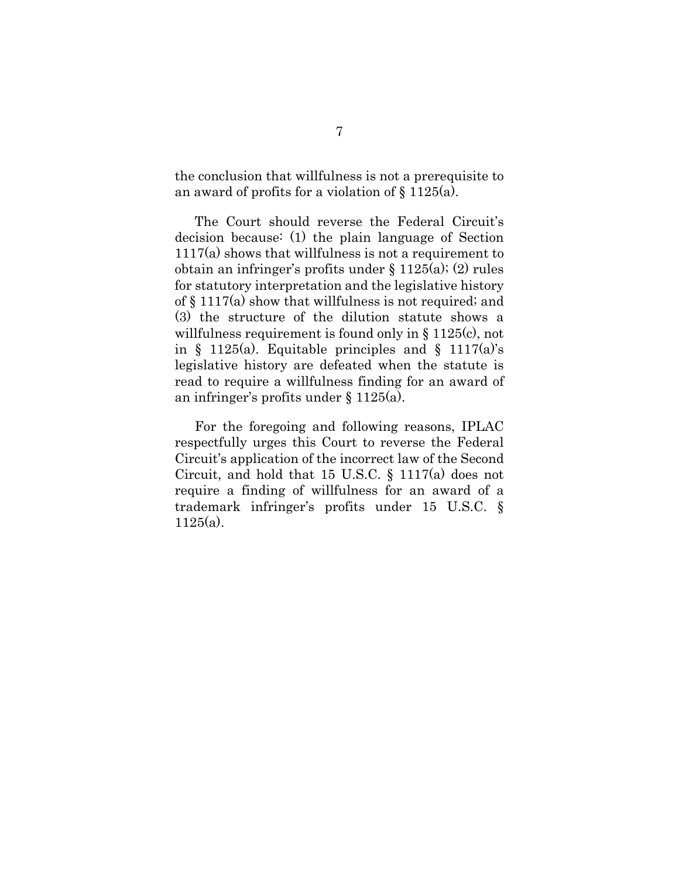the conclusion that willfulness is not a prerequisite to an award of profits for a violation of § 1125(a).

The Court should reverse the Federal Circuit's decision because: (1) the plain language of Section 1117(a) shows that willfulness is not a requirement to obtain an infringer's profits under § 1125(a); (2) rules for statutory interpretation and the legislative history of § 1117(a) show that willfulness is not required; and (3) the structure of the dilution statute shows a willfulness requirement is found only in § 1125(c), not in § 1125(a). Equitable principles and § 1117(a)'s legislative history are defeated when the statute is read to require a willfulness finding for an award of an infringer's profits under § 1125(a).

For the foregoing and following reasons, IPLAC respectfully urges this Court to reverse the Federal Circuit's application of the incorrect law of the Second Circuit, and hold that 15 U.S.C. § 1117(a) does not require a finding of willfulness for an award of a trademark infringer's profits under 15 U.S.C. § 1125(a).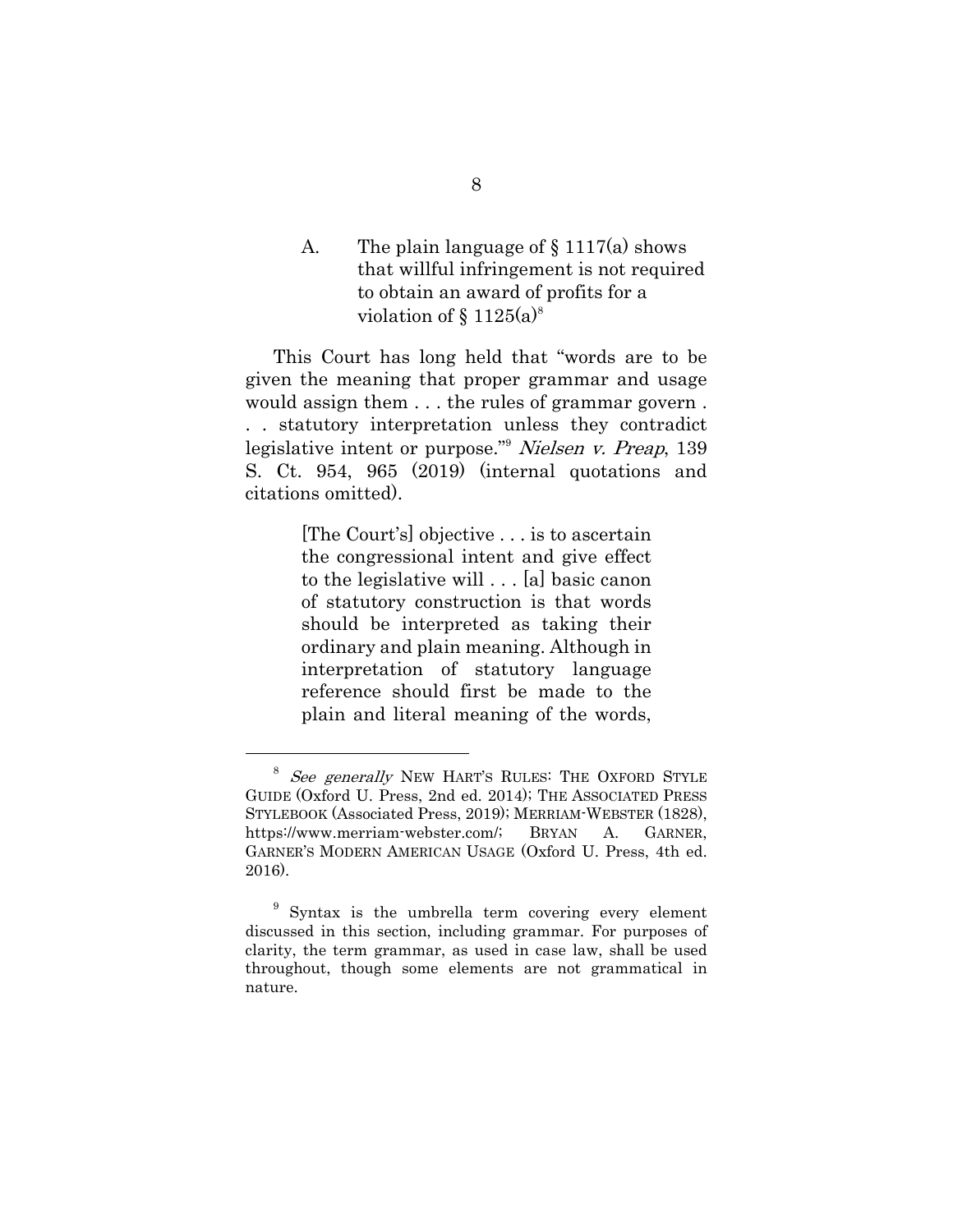### A. The plain language of § 1117(a) shows that willful infringement is not required to obtain an award of profits for a violation of § 1125(a)[8]

This Court has long held that "words are to be given the meaning that proper grammar and usage would assign them . . . the rules of grammar govern . . . statutory interpretation unless they contradict legislative intent or purpose."[9] *Nielsen v. Preap*, 139 S. Ct. 954, 965 (2019) (internal quotations and citations omitted).

> [The Court's] objective . . . is to ascertain the congressional intent and give effect to the legislative will . . . [a] basic canon of statutory construction is that words should be interpreted as taking their ordinary and plain meaning. Although in interpretation of statutory language reference should first be made to the plain and literal meaning of the words,

---

[8] *See generally* NEW HART'S RULES: THE OXFORD STYLE GUIDE (Oxford U. Press, 2nd ed. 2014); THE ASSOCIATED PRESS STYLEBOOK (Associated Press, 2019); MERRIAM-WEBSTER (1828), https://www.merriam-webster.com/; BRYAN A. GARNER, GARNER'S MODERN AMERICAN USAGE (Oxford U. Press, 4th ed. 2016).

[9] Syntax is the umbrella term covering every element discussed in this section, including grammar. For purposes of clarity, the term grammar, as used in case law, shall be used throughout, though some elements are not grammatical in nature.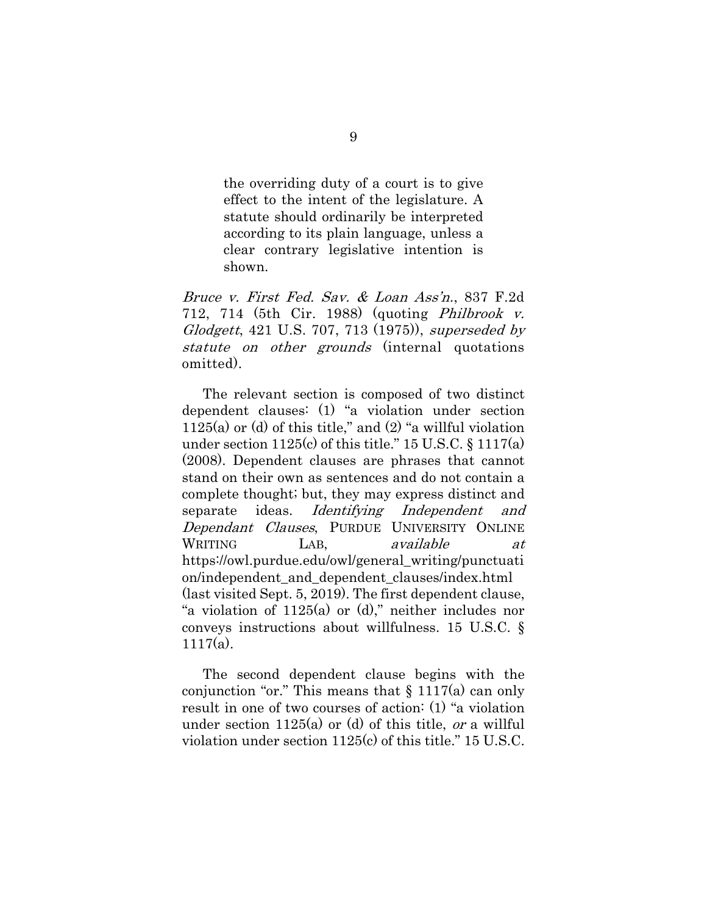> the overriding duty of a court is to give effect to the intent of the legislature. A statute should ordinarily be interpreted according to its plain language, unless a clear contrary legislative intention is shown.

*Bruce v. First Fed. Sav. & Loan Ass'n.*, 837 F.2d 712, 714 (5th Cir. 1988) (quoting *Philbrook v. Glodgett*, 421 U.S. 707, 713 (1975)), *superseded by statute on other grounds* (internal quotations omitted).

The relevant section is composed of two distinct dependent clauses: (1) "a violation under section 1125(a) or (d) of this title," and (2) "a willful violation under section 1125(c) of this title." 15 U.S.C. § 1117(a) (2008). Dependent clauses are phrases that cannot stand on their own as sentences and do not contain a complete thought; but, they may express distinct and separate ideas. *Identifying Independent and Dependant Clauses*, PURDUE UNIVERSITY ONLINE WRITING LAB, *available at* https://owl.purdue.edu/owl/general_writing/punctuation/independent_and_dependent_clauses/index.html (last visited Sept. 5, 2019). The first dependent clause, "a violation of 1125(a) or (d)," neither includes nor conveys instructions about willfulness. 15 U.S.C. § 1117(a).

The second dependent clause begins with the conjunction "or." This means that § 1117(a) can only result in one of two courses of action: (1) "a violation under section 1125(a) or (d) of this title, *or* a willful violation under section 1125(c) of this title." 15 U.S.C.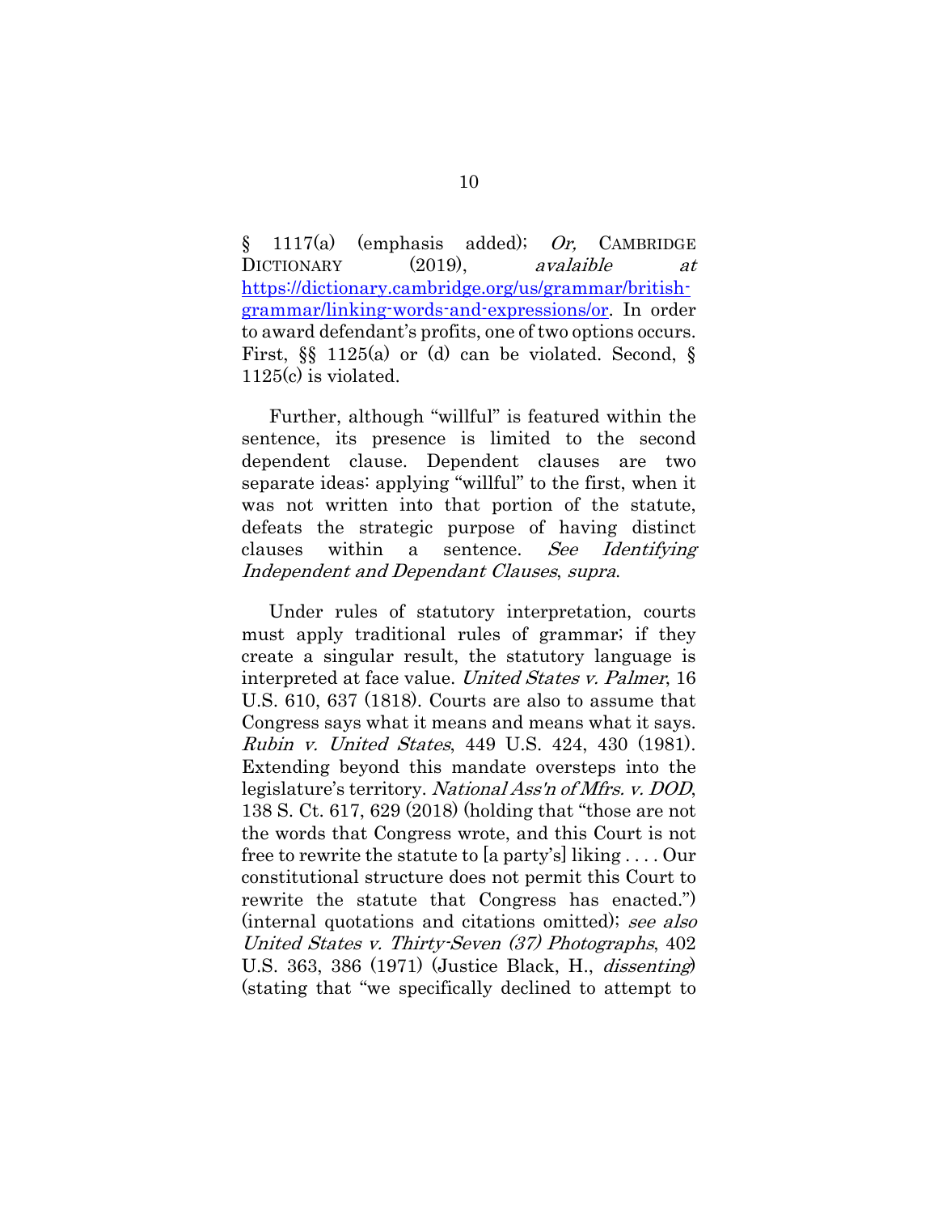§ 1117(a) (emphasis added); *Or,* CAMBRIDGE DICTIONARY (2019), *avalaible at* https://dictionary.cambridge.org/us/grammar/british-grammar/linking-words-and-expressions/or. In order to award defendant's profits, one of two options occurs. First, §§ 1125(a) or (d) can be violated. Second, § 1125(c) is violated.

Further, although "willful" is featured within the sentence, its presence is limited to the second dependent clause. Dependent clauses are two separate ideas: applying "willful" to the first, when it was not written into that portion of the statute, defeats the strategic purpose of having distinct clauses within a sentence. *See Identifying Independent and Dependant Clauses*, *supra*.

Under rules of statutory interpretation, courts must apply traditional rules of grammar; if they create a singular result, the statutory language is interpreted at face value. *United States v. Palmer*, 16 U.S. 610, 637 (1818). Courts are also to assume that Congress says what it means and means what it says. *Rubin v. United States*, 449 U.S. 424, 430 (1981). Extending beyond this mandate oversteps into the legislature's territory. *National Ass'n of Mfrs. v. DOD*, 138 S. Ct. 617, 629 (2018) (holding that "those are not the words that Congress wrote, and this Court is not free to rewrite the statute to [a party's] liking . . . . Our constitutional structure does not permit this Court to rewrite the statute that Congress has enacted.") (internal quotations and citations omitted); *see also United States v. Thirty-Seven (37) Photographs*, 402 U.S. 363, 386 (1971) (Justice Black, H., *dissenting*) (stating that "we specifically declined to attempt to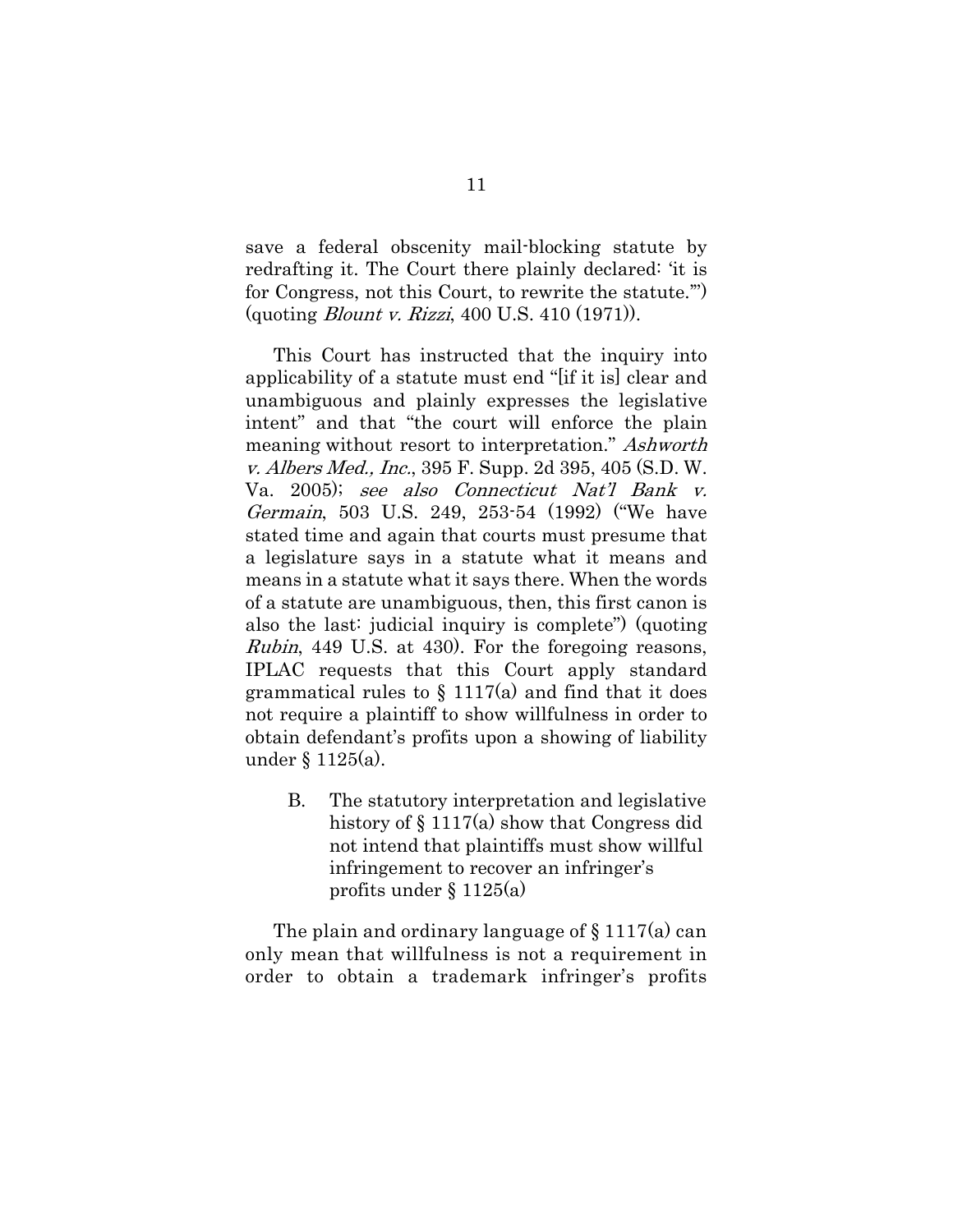save a federal obscenity mail-blocking statute by redrafting it. The Court there plainly declared: 'it is for Congress, not this Court, to rewrite the statute.'") (quoting *Blount v. Rizzi*, 400 U.S. 410 (1971)).

This Court has instructed that the inquiry into applicability of a statute must end "[if it is] clear and unambiguous and plainly expresses the legislative intent" and that "the court will enforce the plain meaning without resort to interpretation." *Ashworth v. Albers Med., Inc.*, 395 F. Supp. 2d 395, 405 (S.D. W. Va. 2005); *see also Connecticut Nat'l Bank v. Germain*, 503 U.S. 249, 253-54 (1992) ("We have stated time and again that courts must presume that a legislature says in a statute what it means and means in a statute what it says there. When the words of a statute are unambiguous, then, this first canon is also the last: judicial inquiry is complete") (quoting *Rubin*, 449 U.S. at 430). For the foregoing reasons, IPLAC requests that this Court apply standard grammatical rules to § 1117(a) and find that it does not require a plaintiff to show willfulness in order to obtain defendant's profits upon a showing of liability under § 1125(a).

### B. The statutory interpretation and legislative history of § 1117(a) show that Congress did not intend that plaintiffs must show willful infringement to recover an infringer's profits under § 1125(a)

The plain and ordinary language of § 1117(a) can only mean that willfulness is not a requirement in order to obtain a trademark infringer's profits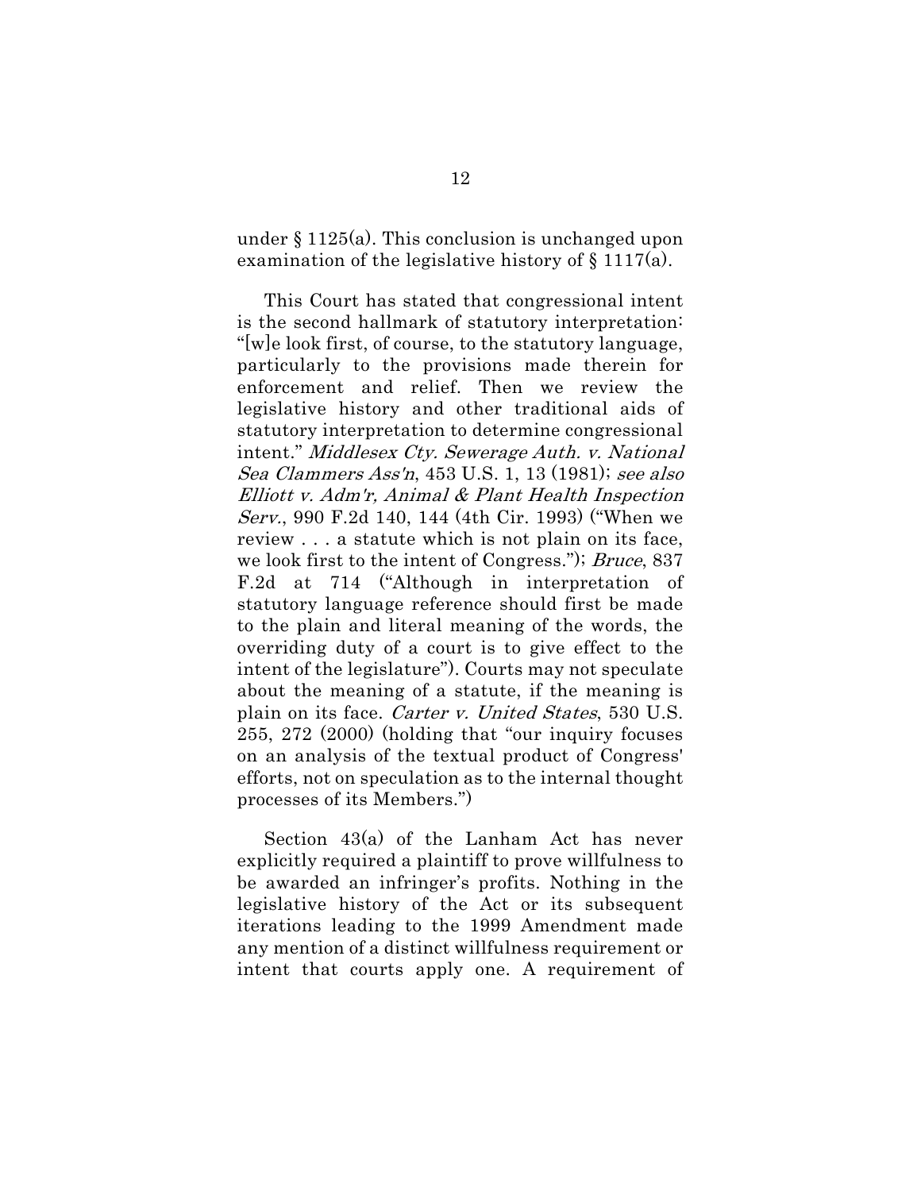under § 1125(a). This conclusion is unchanged upon examination of the legislative history of § 1117(a).

This Court has stated that congressional intent is the second hallmark of statutory interpretation: "[w]e look first, of course, to the statutory language, particularly to the provisions made therein for enforcement and relief. Then we review the legislative history and other traditional aids of statutory interpretation to determine congressional intent." *Middlesex Cty. Sewerage Auth. v. National Sea Clammers Ass'n*, 453 U.S. 1, 13 (1981); *see also Elliott v. Adm'r, Animal & Plant Health Inspection Serv.*, 990 F.2d 140, 144 (4th Cir. 1993) ("When we review . . . a statute which is not plain on its face, we look first to the intent of Congress."); *Bruce*, 837 F.2d at 714 ("Although in interpretation of statutory language reference should first be made to the plain and literal meaning of the words, the overriding duty of a court is to give effect to the intent of the legislature"). Courts may not speculate about the meaning of a statute, if the meaning is plain on its face. *Carter v. United States*, 530 U.S. 255, 272 (2000) (holding that "our inquiry focuses on an analysis of the textual product of Congress' efforts, not on speculation as to the internal thought processes of its Members.")

Section 43(a) of the Lanham Act has never explicitly required a plaintiff to prove willfulness to be awarded an infringer's profits. Nothing in the legislative history of the Act or its subsequent iterations leading to the 1999 Amendment made any mention of a distinct willfulness requirement or intent that courts apply one. A requirement of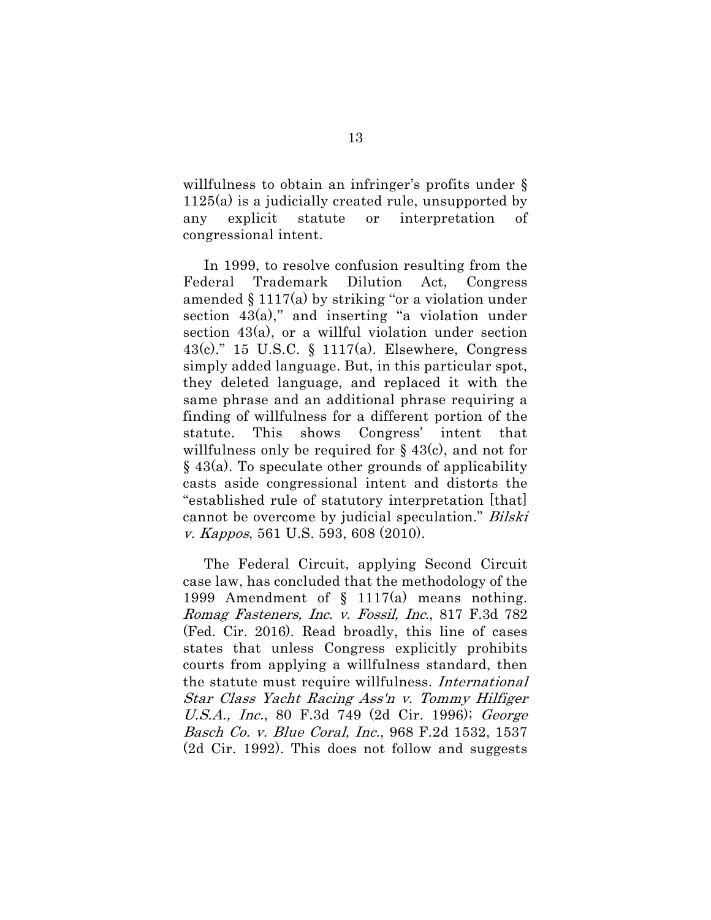willfulness to obtain an infringer's profits under § 1125(a) is a judicially created rule, unsupported by any explicit statute or interpretation of congressional intent.

In 1999, to resolve confusion resulting from the Federal Trademark Dilution Act, Congress amended § 1117(a) by striking "or a violation under section 43(a)," and inserting "a violation under section 43(a), or a willful violation under section 43(c)." 15 U.S.C. § 1117(a). Elsewhere, Congress simply added language. But, in this particular spot, they deleted language, and replaced it with the same phrase and an additional phrase requiring a finding of willfulness for a different portion of the statute. This shows Congress' intent that willfulness only be required for § 43(c), and not for § 43(a). To speculate other grounds of applicability casts aside congressional intent and distorts the "established rule of statutory interpretation [that] cannot be overcome by judicial speculation." *Bilski v. Kappos*, 561 U.S. 593, 608 (2010).

The Federal Circuit, applying Second Circuit case law, has concluded that the methodology of the 1999 Amendment of § 1117(a) means nothing. *Romag Fasteners, Inc. v. Fossil, Inc.*, 817 F.3d 782 (Fed. Cir. 2016). Read broadly, this line of cases states that unless Congress explicitly prohibits courts from applying a willfulness standard, then the statute must require willfulness. *International Star Class Yacht Racing Ass'n v. Tommy Hilfiger U.S.A., Inc.*, 80 F.3d 749 (2d Cir. 1996); *George Basch Co. v. Blue Coral, Inc.*, 968 F.2d 1532, 1537 (2d Cir. 1992). This does not follow and suggests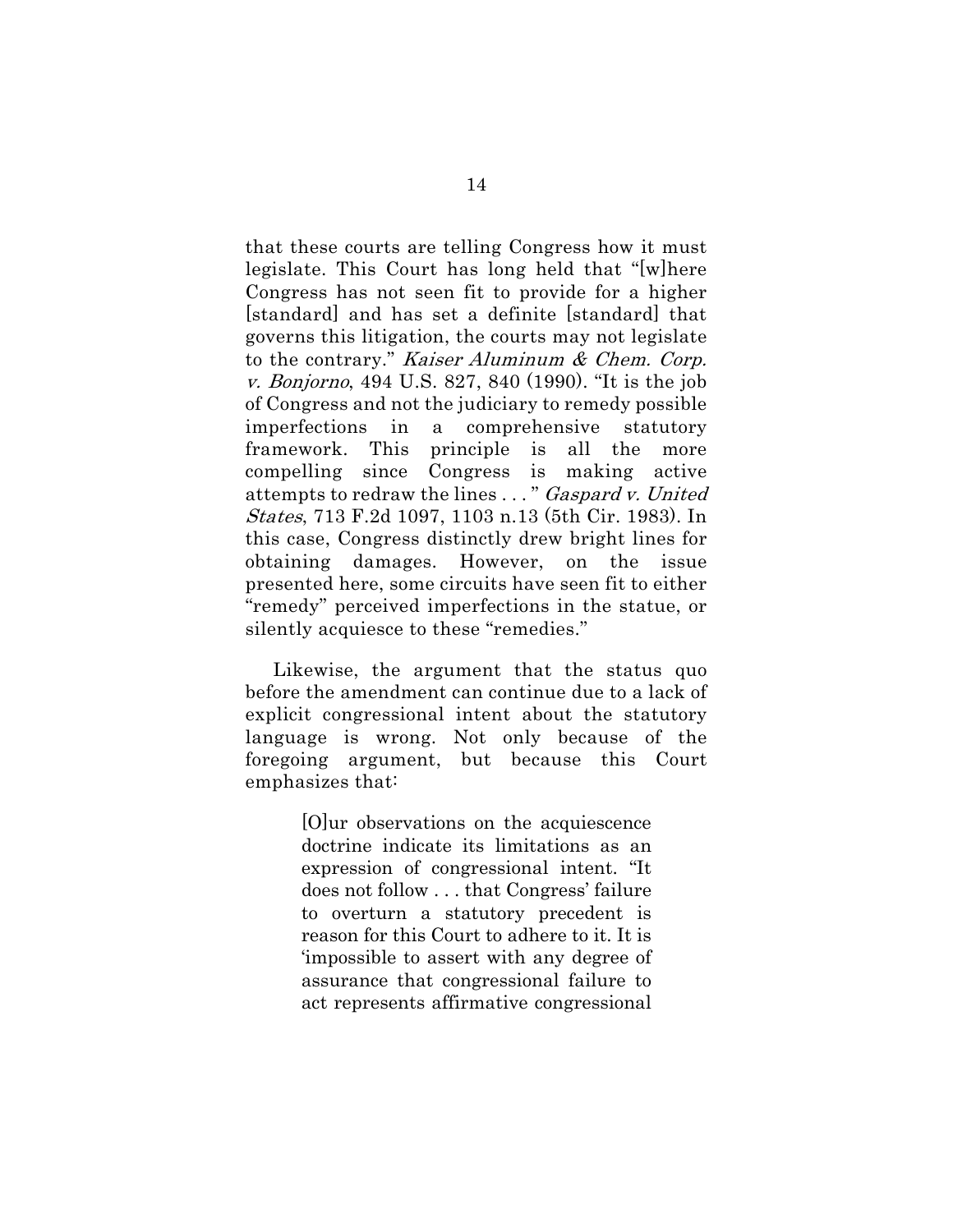that these courts are telling Congress how it must legislate. This Court has long held that "[w]here Congress has not seen fit to provide for a higher [standard] and has set a definite [standard] that governs this litigation, the courts may not legislate to the contrary." *Kaiser Aluminum & Chem. Corp. v. Bonjorno*, 494 U.S. 827, 840 (1990). "It is the job of Congress and not the judiciary to remedy possible imperfections in a comprehensive statutory framework. This principle is all the more compelling since Congress is making active attempts to redraw the lines . . . " *Gaspard v. United States*, 713 F.2d 1097, 1103 n.13 (5th Cir. 1983). In this case, Congress distinctly drew bright lines for obtaining damages. However, on the issue presented here, some circuits have seen fit to either "remedy" perceived imperfections in the statue, or silently acquiesce to these "remedies."

Likewise, the argument that the status quo before the amendment can continue due to a lack of explicit congressional intent about the statutory language is wrong. Not only because of the foregoing argument, but because this Court emphasizes that:

> [O]ur observations on the acquiescence doctrine indicate its limitations as an expression of congressional intent. "It does not follow . . . that Congress' failure to overturn a statutory precedent is reason for this Court to adhere to it. It is 'impossible to assert with any degree of assurance that congressional failure to act represents affirmative congressional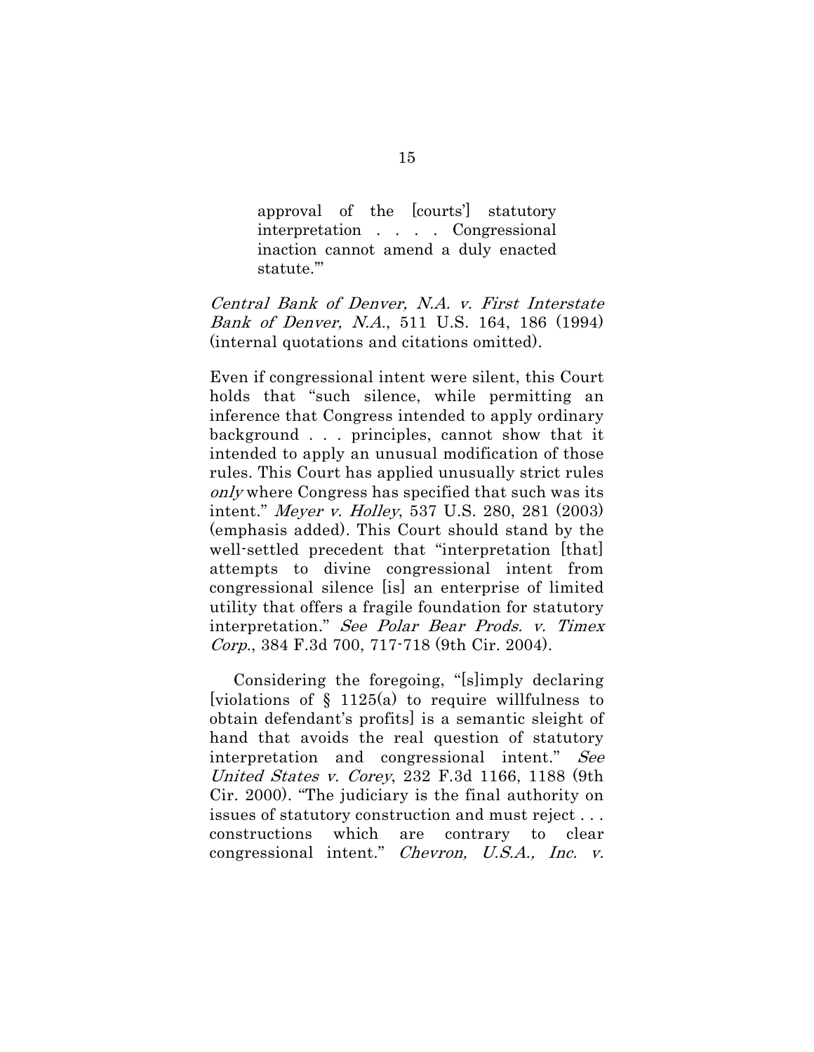> approval of the [courts'] statutory interpretation . . . . Congressional inaction cannot amend a duly enacted statute.'"

*Central Bank of Denver, N.A. v. First Interstate Bank of Denver, N.A.*, 511 U.S. 164, 186 (1994) (internal quotations and citations omitted).

Even if congressional intent were silent, this Court holds that "such silence, while permitting an inference that Congress intended to apply ordinary background . . . principles, cannot show that it intended to apply an unusual modification of those rules. This Court has applied unusually strict rules *only* where Congress has specified that such was its intent." *Meyer v. Holley*, 537 U.S. 280, 281 (2003) (emphasis added). This Court should stand by the well-settled precedent that "interpretation [that] attempts to divine congressional intent from congressional silence [is] an enterprise of limited utility that offers a fragile foundation for statutory interpretation." *See Polar Bear Prods. v. Timex Corp.*, 384 F.3d 700, 717-718 (9th Cir. 2004).

Considering the foregoing, "[s]imply declaring [violations of § 1125(a) to require willfulness to obtain defendant's profits] is a semantic sleight of hand that avoids the real question of statutory interpretation and congressional intent." *See United States v. Corey*, 232 F.3d 1166, 1188 (9th Cir. 2000). "The judiciary is the final authority on issues of statutory construction and must reject . . . constructions which are contrary to clear congressional intent." *Chevron, U.S.A., Inc. v.*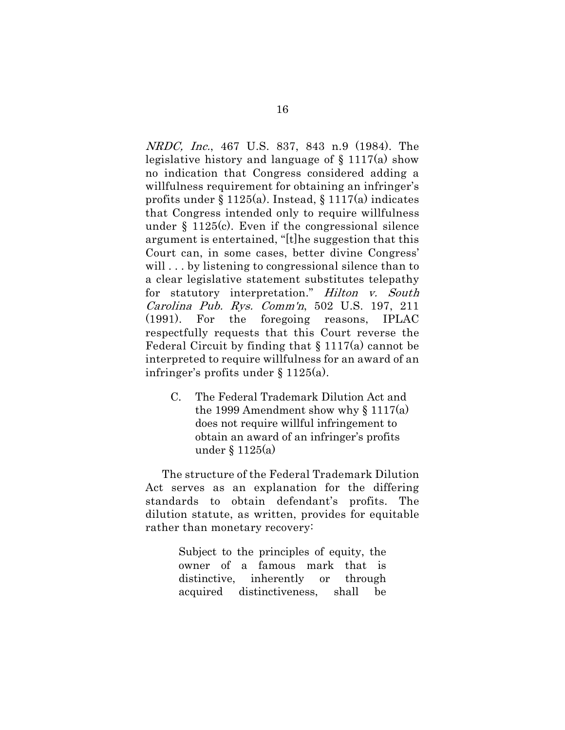*NRDC, Inc.*, 467 U.S. 837, 843 n.9 (1984). The legislative history and language of § 1117(a) show no indication that Congress considered adding a willfulness requirement for obtaining an infringer's profits under § 1125(a). Instead, § 1117(a) indicates that Congress intended only to require willfulness under § 1125(c). Even if the congressional silence argument is entertained, "[t]he suggestion that this Court can, in some cases, better divine Congress' will . . . by listening to congressional silence than to a clear legislative statement substitutes telepathy for statutory interpretation." *Hilton v. South Carolina Pub. Rys. Comm'n*, 502 U.S. 197, 211 (1991). For the foregoing reasons, IPLAC respectfully requests that this Court reverse the Federal Circuit by finding that § 1117(a) cannot be interpreted to require willfulness for an award of an infringer's profits under § 1125(a).

### C. The Federal Trademark Dilution Act and the 1999 Amendment show why § 1117(a) does not require willful infringement to obtain an award of an infringer's profits under § 1125(a)

The structure of the Federal Trademark Dilution Act serves as an explanation for the differing standards to obtain defendant's profits. The dilution statute, as written, provides for equitable rather than monetary recovery:

> Subject to the principles of equity, the owner of a famous mark that is distinctive, inherently or through acquired distinctiveness, shall be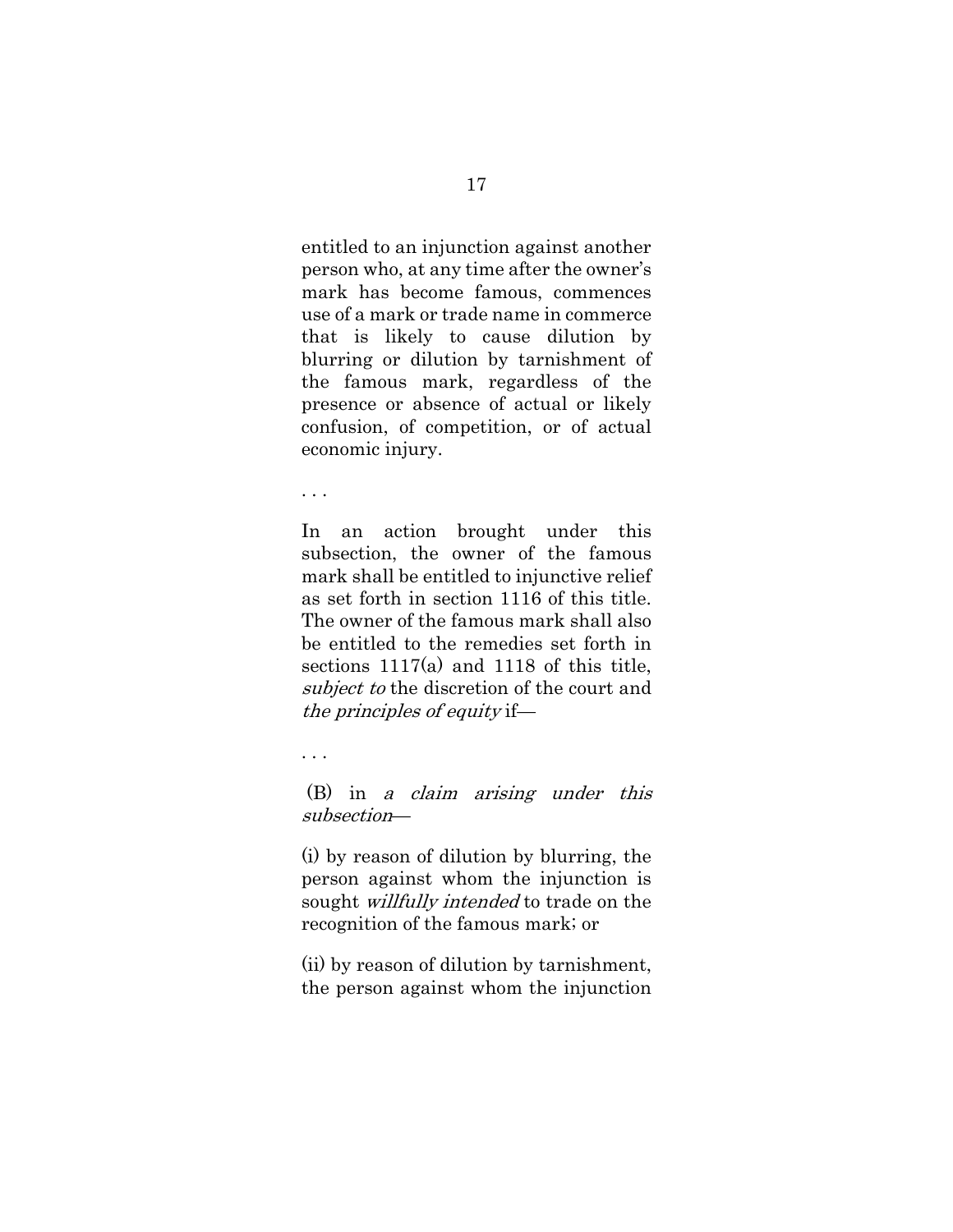entitled to an injunction against another person who, at any time after the owner's mark has become famous, commences use of a mark or trade name in commerce that is likely to cause dilution by blurring or dilution by tarnishment of the famous mark, regardless of the presence or absence of actual or likely confusion, of competition, or of actual economic injury.

. . .

In an action brought under this subsection, the owner of the famous mark shall be entitled to injunctive relief as set forth in section 1116 of this title. The owner of the famous mark shall also be entitled to the remedies set forth in sections 1117(a) and 1118 of this title, *subject to* the discretion of the court and *the principles of equity* if—

. . .

(B) in *a claim arising under this subsection*—

(i) by reason of dilution by blurring, the person against whom the injunction is sought *willfully intended* to trade on the recognition of the famous mark; or

(ii) by reason of dilution by tarnishment, the person against whom the injunction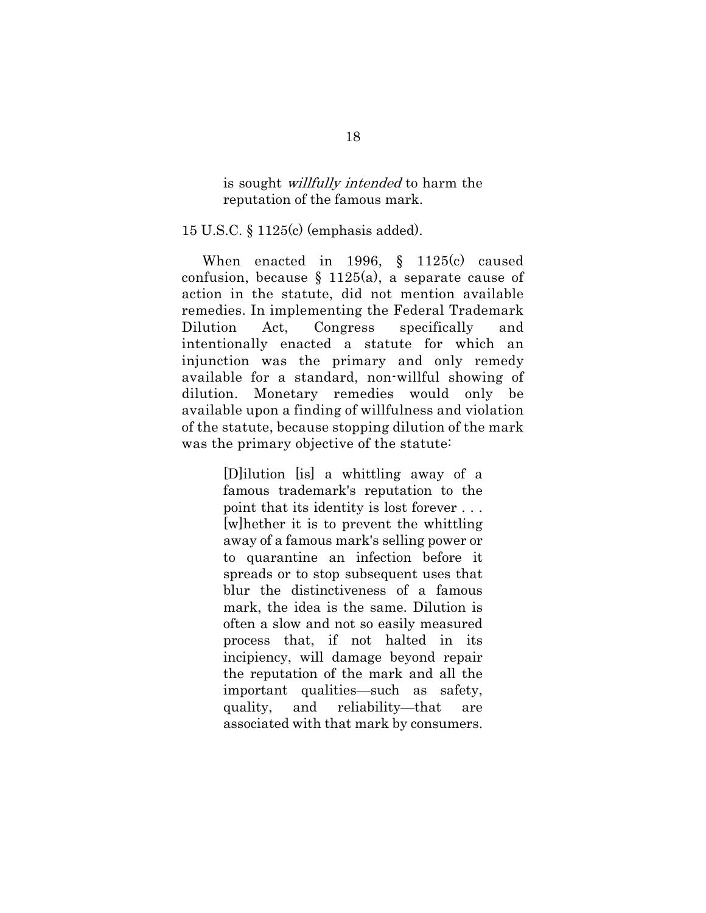> is sought *willfully intended* to harm the reputation of the famous mark.

15 U.S.C. § 1125(c) (emphasis added).

When enacted in 1996, § 1125(c) caused confusion, because § 1125(a), a separate cause of action in the statute, did not mention available remedies. In implementing the Federal Trademark Dilution Act, Congress specifically and intentionally enacted a statute for which an injunction was the primary and only remedy available for a standard, non-willful showing of dilution. Monetary remedies would only be available upon a finding of willfulness and violation of the statute, because stopping dilution of the mark was the primary objective of the statute:

> [D]ilution [is] a whittling away of a famous trademark's reputation to the point that its identity is lost forever . . . [w]hether it is to prevent the whittling away of a famous mark's selling power or to quarantine an infection before it spreads or to stop subsequent uses that blur the distinctiveness of a famous mark, the idea is the same. Dilution is often a slow and not so easily measured process that, if not halted in its incipiency, will damage beyond repair the reputation of the mark and all the important qualities—such as safety, quality, and reliability—that are associated with that mark by consumers.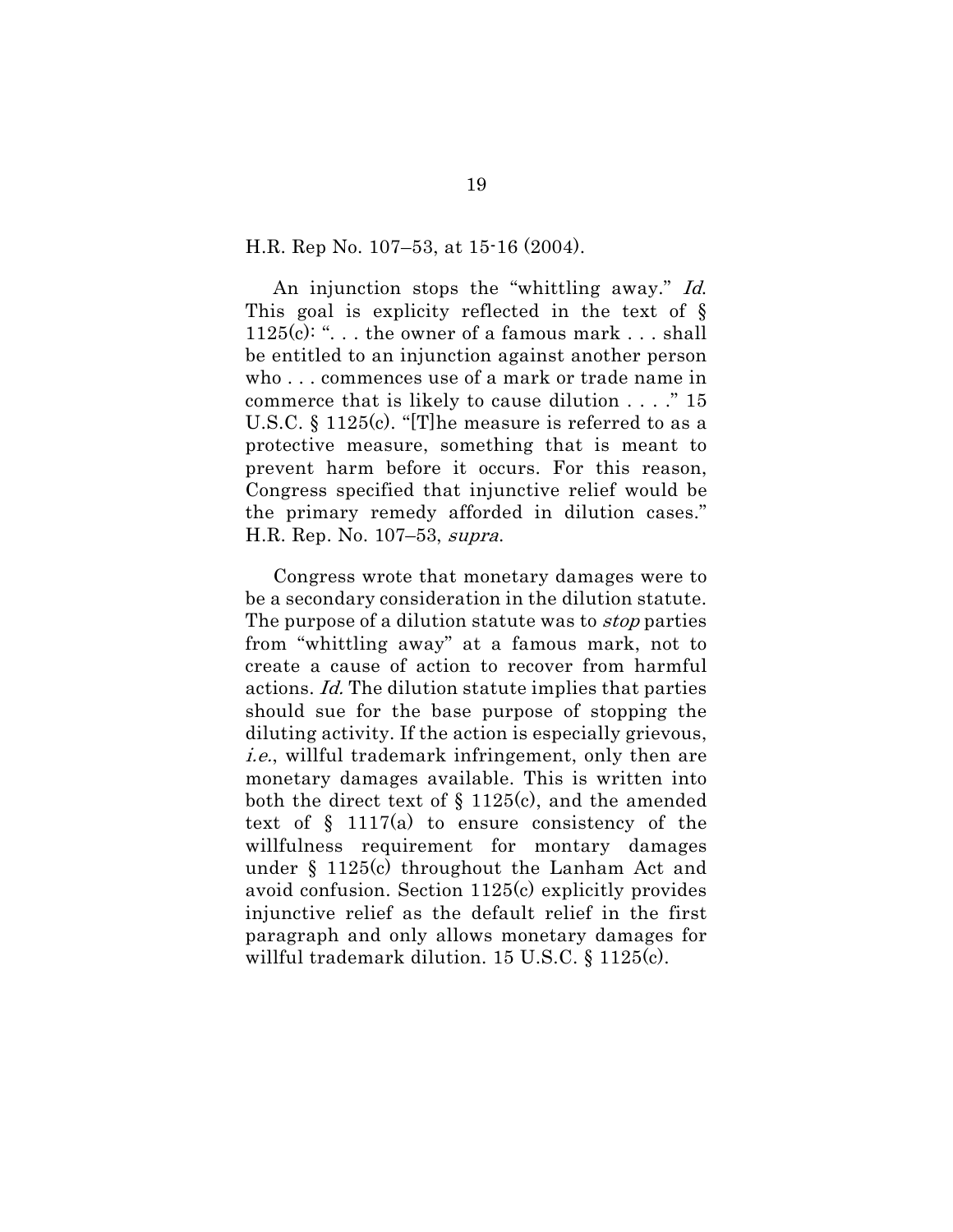H.R. Rep No. 107–53, at 15-16 (2004).

An injunction stops the "whittling away." *Id.* This goal is explicity reflected in the text of § 1125(c): ". . . the owner of a famous mark . . . shall be entitled to an injunction against another person who . . . commences use of a mark or trade name in commerce that is likely to cause dilution . . . ." 15 U.S.C. § 1125(c). "[T]he measure is referred to as a protective measure, something that is meant to prevent harm before it occurs. For this reason, Congress specified that injunctive relief would be the primary remedy afforded in dilution cases." H.R. Rep. No. 107–53, *supra.*

Congress wrote that monetary damages were to be a secondary consideration in the dilution statute. The purpose of a dilution statute was to *stop* parties from "whittling away" at a famous mark, not to create a cause of action to recover from harmful actions. *Id.* The dilution statute implies that parties should sue for the base purpose of stopping the diluting activity. If the action is especially grievous, *i.e.*, willful trademark infringement, only then are monetary damages available. This is written into both the direct text of § 1125(c), and the amended text of § 1117(a) to ensure consistency of the willfulness requirement for montary damages under § 1125(c) throughout the Lanham Act and avoid confusion. Section 1125(c) explicitly provides injunctive relief as the default relief in the first paragraph and only allows monetary damages for willful trademark dilution. 15 U.S.C. § 1125(c).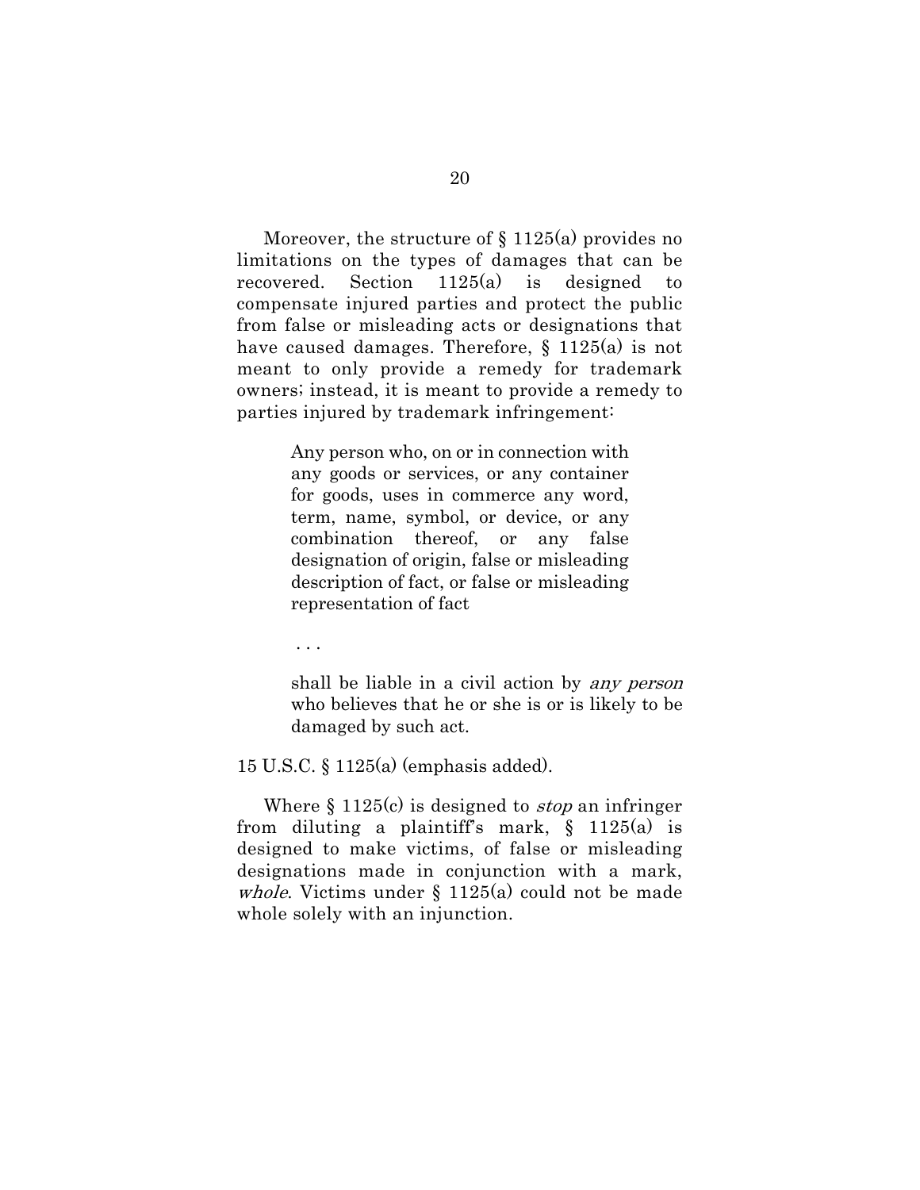Moreover, the structure of § 1125(a) provides no limitations on the types of damages that can be recovered. Section 1125(a) is designed to compensate injured parties and protect the public from false or misleading acts or designations that have caused damages. Therefore, § 1125(a) is not meant to only provide a remedy for trademark owners; instead, it is meant to provide a remedy to parties injured by trademark infringement:

> Any person who, on or in connection with any goods or services, or any container for goods, uses in commerce any word, term, name, symbol, or device, or any combination thereof, or any false designation of origin, false or misleading description of fact, or false or misleading representation of fact
>
> . . .
>
> shall be liable in a civil action by *any person* who believes that he or she is or is likely to be damaged by such act.

15 U.S.C. § 1125(a) (emphasis added).

Where § 1125(c) is designed to *stop* an infringer from diluting a plaintiff's mark, § 1125(a) is designed to make victims, of false or misleading designations made in conjunction with a mark, *whole*. Victims under § 1125(a) could not be made whole solely with an injunction.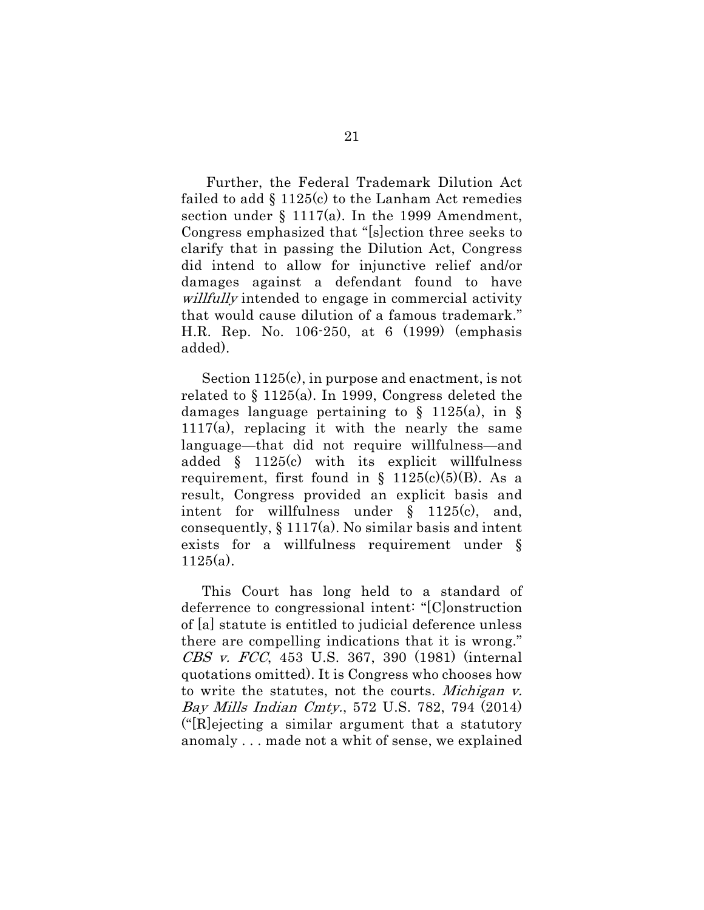Further, the Federal Trademark Dilution Act failed to add § 1125(c) to the Lanham Act remedies section under § 1117(a). In the 1999 Amendment, Congress emphasized that "[s]ection three seeks to clarify that in passing the Dilution Act, Congress did intend to allow for injunctive relief and/or damages against a defendant found to have *willfully* intended to engage in commercial activity that would cause dilution of a famous trademark." H.R. Rep. No. 106-250, at 6 (1999) (emphasis added).

Section 1125(c), in purpose and enactment, is not related to § 1125(a). In 1999, Congress deleted the damages language pertaining to § 1125(a), in § 1117(a), replacing it with the nearly the same language—that did not require willfulness—and added § 1125(c) with its explicit willfulness requirement, first found in § 1125(c)(5)(B). As a result, Congress provided an explicit basis and intent for willfulness under § 1125(c), and, consequently, § 1117(a). No similar basis and intent exists for a willfulness requirement under § 1125(a).

This Court has long held to a standard of deferrence to congressional intent: "[C]onstruction of [a] statute is entitled to judicial deference unless there are compelling indications that it is wrong." *CBS v. FCC*, 453 U.S. 367, 390 (1981) (internal quotations omitted). It is Congress who chooses how to write the statutes, not the courts. *Michigan v. Bay Mills Indian Cmty.*, 572 U.S. 782, 794 (2014) ("[R]ejecting a similar argument that a statutory anomaly . . . made not a whit of sense, we explained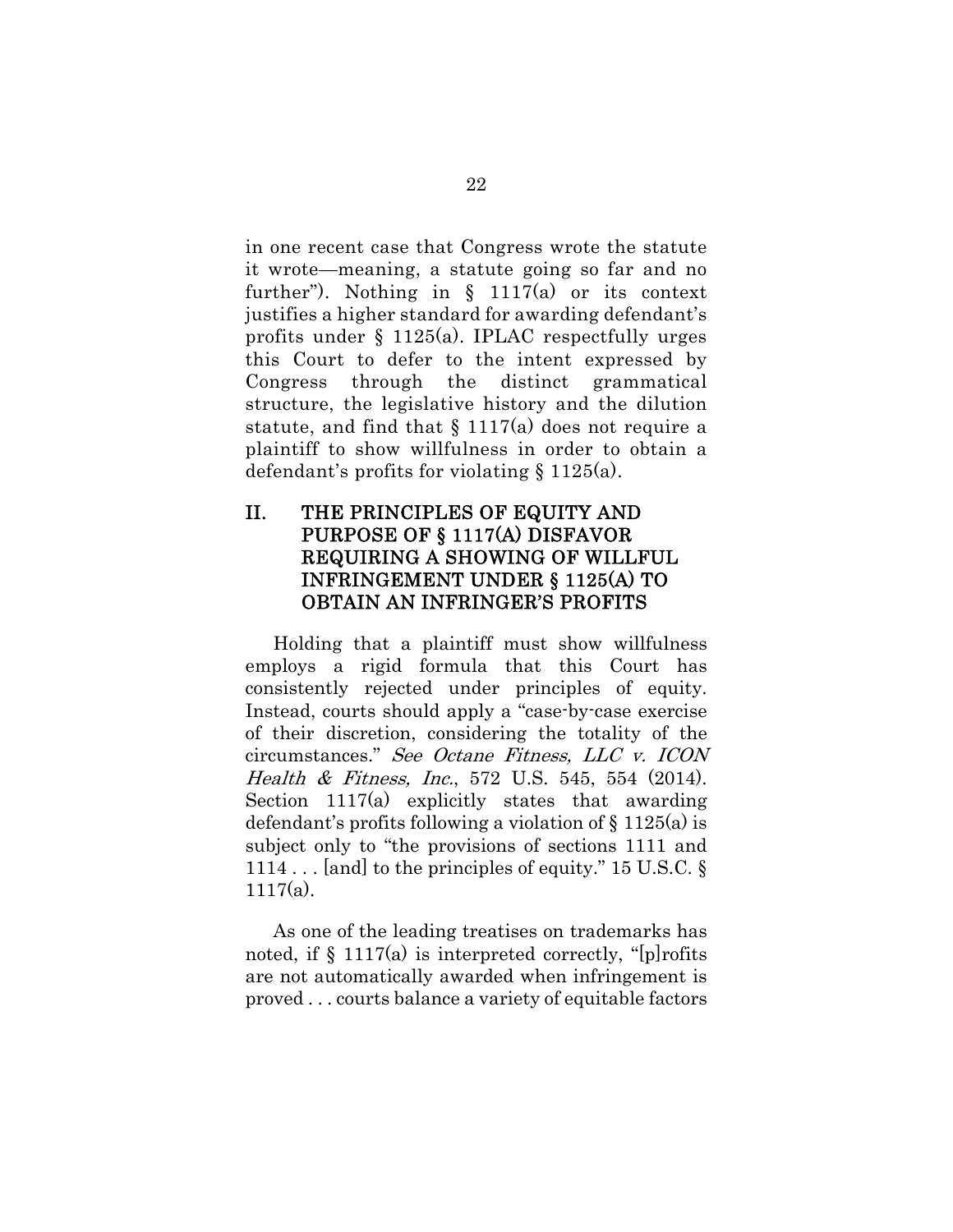in one recent case that Congress wrote the statute it wrote—meaning, a statute going so far and no further"). Nothing in § 1117(a) or its context justifies a higher standard for awarding defendant's profits under § 1125(a). IPLAC respectfully urges this Court to defer to the intent expressed by Congress through the distinct grammatical structure, the legislative history and the dilution statute, and find that § 1117(a) does not require a plaintiff to show willfulness in order to obtain a defendant's profits for violating § 1125(a).

## II. THE PRINCIPLES OF EQUITY AND PURPOSE OF § 1117(A) DISFAVOR REQUIRING A SHOWING OF WILLFUL INFRINGEMENT UNDER § 1125(A) TO OBTAIN AN INFRINGER'S PROFITS

Holding that a plaintiff must show willfulness employs a rigid formula that this Court has consistently rejected under principles of equity. Instead, courts should apply a "case-by-case exercise of their discretion, considering the totality of the circumstances." *See Octane Fitness, LLC v. ICON Health & Fitness, Inc.*, 572 U.S. 545, 554 (2014). Section 1117(a) explicitly states that awarding defendant's profits following a violation of § 1125(a) is subject only to "the provisions of sections 1111 and 1114 . . . [and] to the principles of equity." 15 U.S.C. § 1117(a).

As one of the leading treatises on trademarks has noted, if § 1117(a) is interpreted correctly, "[p]rofits are not automatically awarded when infringement is proved . . . courts balance a variety of equitable factors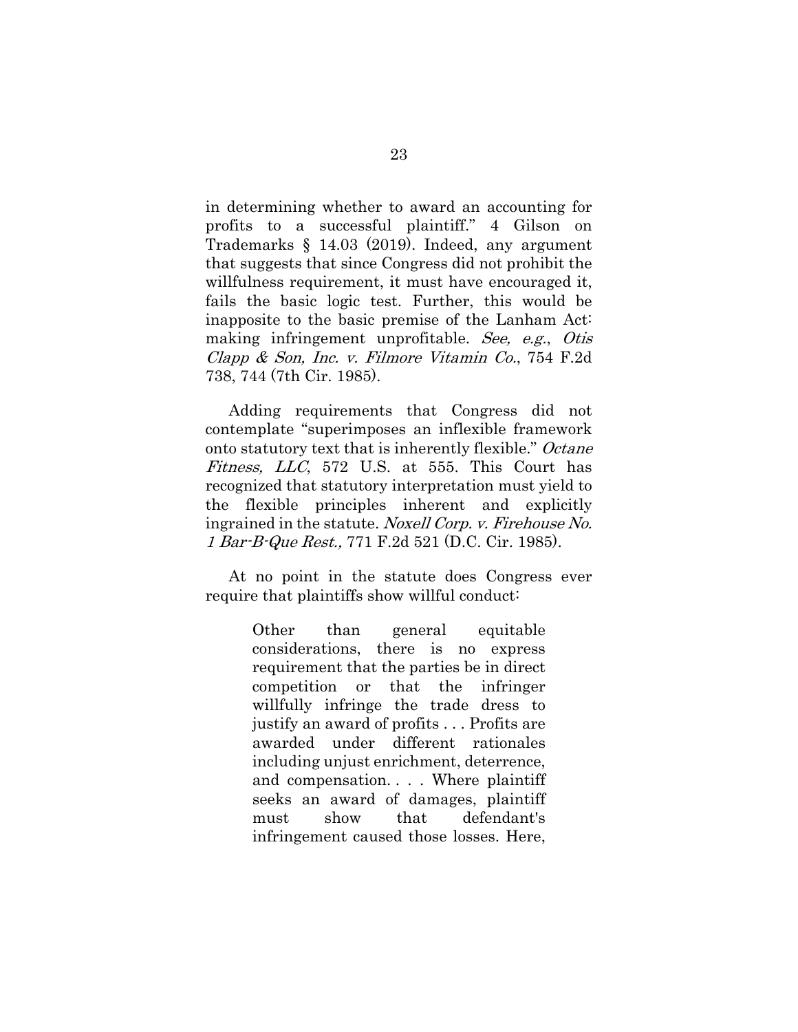in determining whether to award an accounting for profits to a successful plaintiff." 4 Gilson on Trademarks § 14.03 (2019). Indeed, any argument that suggests that since Congress did not prohibit the willfulness requirement, it must have encouraged it, fails the basic logic test. Further, this would be inapposite to the basic premise of the Lanham Act: making infringement unprofitable. *See, e.g.*, *Otis Clapp & Son, Inc. v. Filmore Vitamin Co.*, 754 F.2d 738, 744 (7th Cir. 1985).

Adding requirements that Congress did not contemplate "superimposes an inflexible framework onto statutory text that is inherently flexible." *Octane Fitness, LLC*, 572 U.S. at 555. This Court has recognized that statutory interpretation must yield to the flexible principles inherent and explicitly ingrained in the statute. *Noxell Corp. v. Firehouse No. 1 Bar-B-Que Rest.,* 771 F.2d 521 (D.C. Cir. 1985).

At no point in the statute does Congress ever require that plaintiffs show willful conduct:

> Other than general equitable considerations, there is no express requirement that the parties be in direct competition or that the infringer willfully infringe the trade dress to justify an award of profits . . . Profits are awarded under different rationales including unjust enrichment, deterrence, and compensation. . . . Where plaintiff seeks an award of damages, plaintiff must show that defendant's infringement caused those losses. Here,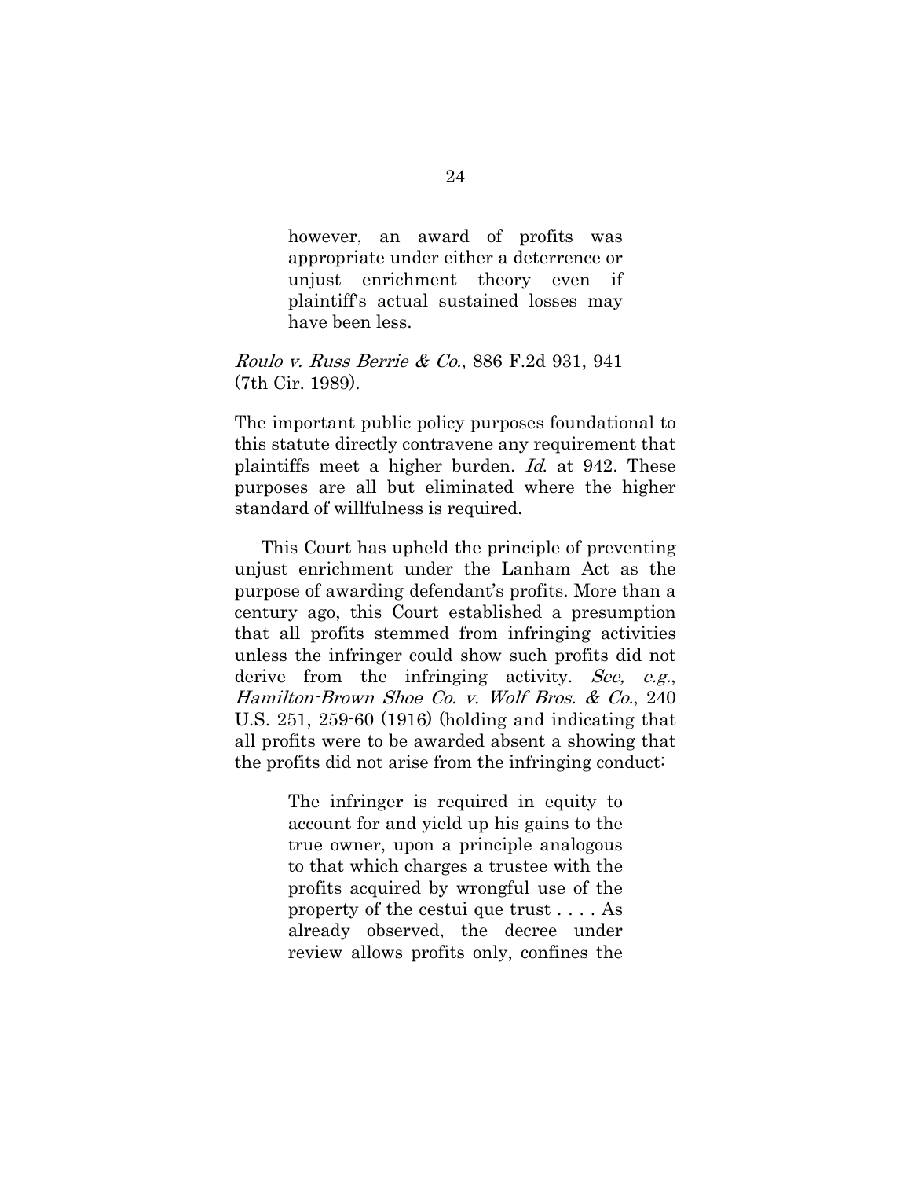> however, an award of profits was appropriate under either a deterrence or unjust enrichment theory even if plaintiff's actual sustained losses may have been less.

*Roulo v. Russ Berrie & Co.*, 886 F.2d 931, 941 (7th Cir. 1989).

The important public policy purposes foundational to this statute directly contravene any requirement that plaintiffs meet a higher burden. *Id.* at 942. These purposes are all but eliminated where the higher standard of willfulness is required.

This Court has upheld the principle of preventing unjust enrichment under the Lanham Act as the purpose of awarding defendant's profits. More than a century ago, this Court established a presumption that all profits stemmed from infringing activities unless the infringer could show such profits did not derive from the infringing activity. *See, e.g.*, *Hamilton-Brown Shoe Co. v. Wolf Bros. & Co.*, 240 U.S. 251, 259-60 (1916) (holding and indicating that all profits were to be awarded absent a showing that the profits did not arise from the infringing conduct:

> The infringer is required in equity to account for and yield up his gains to the true owner, upon a principle analogous to that which charges a trustee with the profits acquired by wrongful use of the property of the cestui que trust . . . . As already observed, the decree under review allows profits only, confines the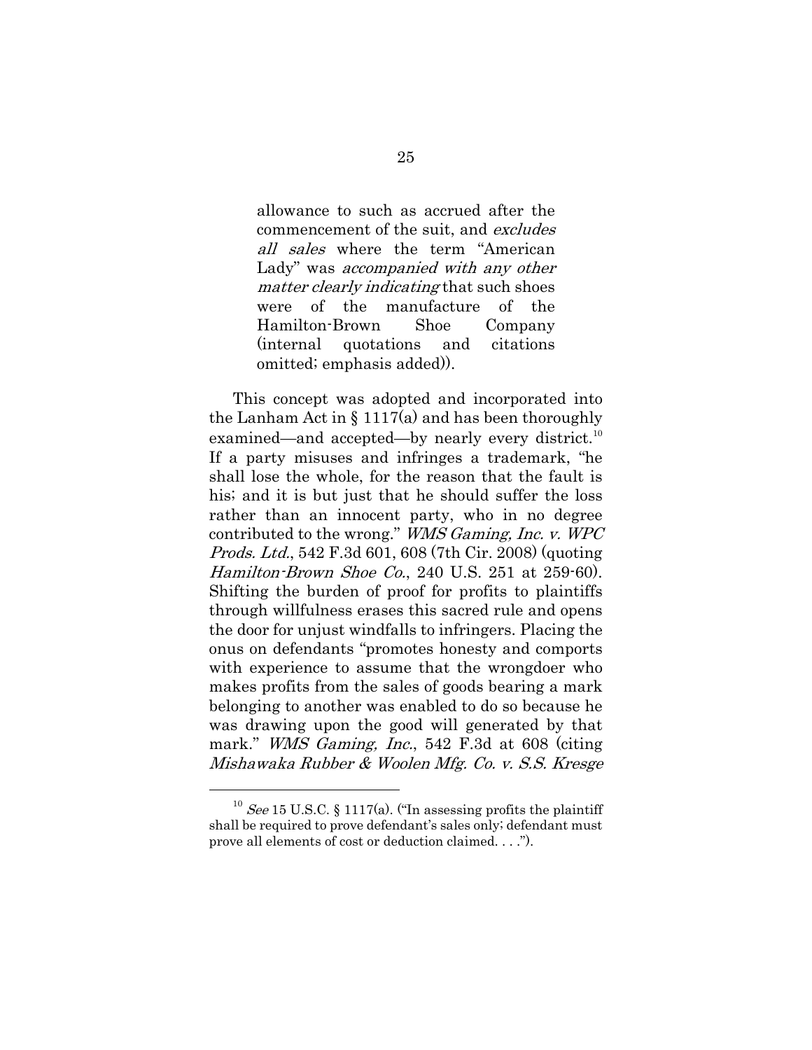> allowance to such as accrued after the commencement of the suit, and *excludes all sales* where the term "American Lady" was *accompanied with any other matter clearly indicating* that such shoes were of the manufacture of the Hamilton-Brown Shoe Company (internal quotations and citations omitted; emphasis added)).

This concept was adopted and incorporated into the Lanham Act in § 1117(a) and has been thoroughly examined—and accepted—by nearly every district.[10] If a party misuses and infringes a trademark, "he shall lose the whole, for the reason that the fault is his; and it is but just that he should suffer the loss rather than an innocent party, who in no degree contributed to the wrong." *WMS Gaming, Inc. v. WPC Prods. Ltd.*, 542 F.3d 601, 608 (7th Cir. 2008) (quoting *Hamilton-Brown Shoe Co.*, 240 U.S. 251 at 259-60). Shifting the burden of proof for profits to plaintiffs through willfulness erases this sacred rule and opens the door for unjust windfalls to infringers. Placing the onus on defendants "promotes honesty and comports with experience to assume that the wrongdoer who makes profits from the sales of goods bearing a mark belonging to another was enabled to do so because he was drawing upon the good will generated by that mark." *WMS Gaming, Inc.*, 542 F.3d at 608 (citing *Mishawaka Rubber & Woolen Mfg. Co. v. S.S. Kresge*

---

[10] *See* 15 U.S.C. § 1117(a). ("In assessing profits the plaintiff shall be required to prove defendant's sales only; defendant must prove all elements of cost or deduction claimed. . . .").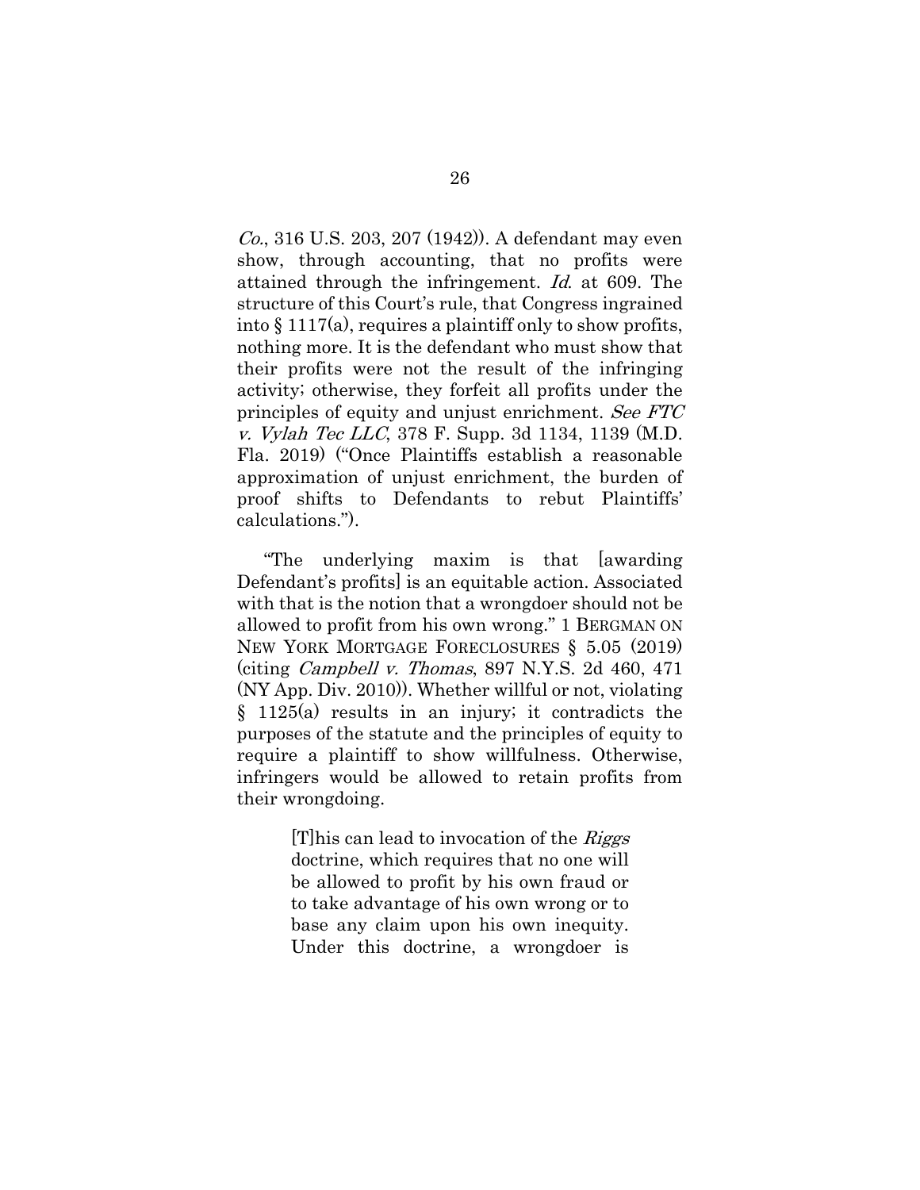*Co.*, 316 U.S. 203, 207 (1942)). A defendant may even show, through accounting, that no profits were attained through the infringement. *Id.* at 609. The structure of this Court's rule, that Congress ingrained into § 1117(a), requires a plaintiff only to show profits, nothing more. It is the defendant who must show that their profits were not the result of the infringing activity; otherwise, they forfeit all profits under the principles of equity and unjust enrichment. *See FTC v. Vylah Tec LLC*, 378 F. Supp. 3d 1134, 1139 (M.D. Fla. 2019) ("Once Plaintiffs establish a reasonable approximation of unjust enrichment, the burden of proof shifts to Defendants to rebut Plaintiffs' calculations.").

"The underlying maxim is that [awarding Defendant's profits] is an equitable action. Associated with that is the notion that a wrongdoer should not be allowed to profit from his own wrong." 1 BERGMAN ON NEW YORK MORTGAGE FORECLOSURES § 5.05 (2019) (citing *Campbell v. Thomas*, 897 N.Y.S. 2d 460, 471 (NY App. Div. 2010)). Whether willful or not, violating § 1125(a) results in an injury; it contradicts the purposes of the statute and the principles of equity to require a plaintiff to show willfulness. Otherwise, infringers would be allowed to retain profits from their wrongdoing.

> [T]his can lead to invocation of the *Riggs* doctrine, which requires that no one will be allowed to profit by his own fraud or to take advantage of his own wrong or to base any claim upon his own inequity. Under this doctrine, a wrongdoer is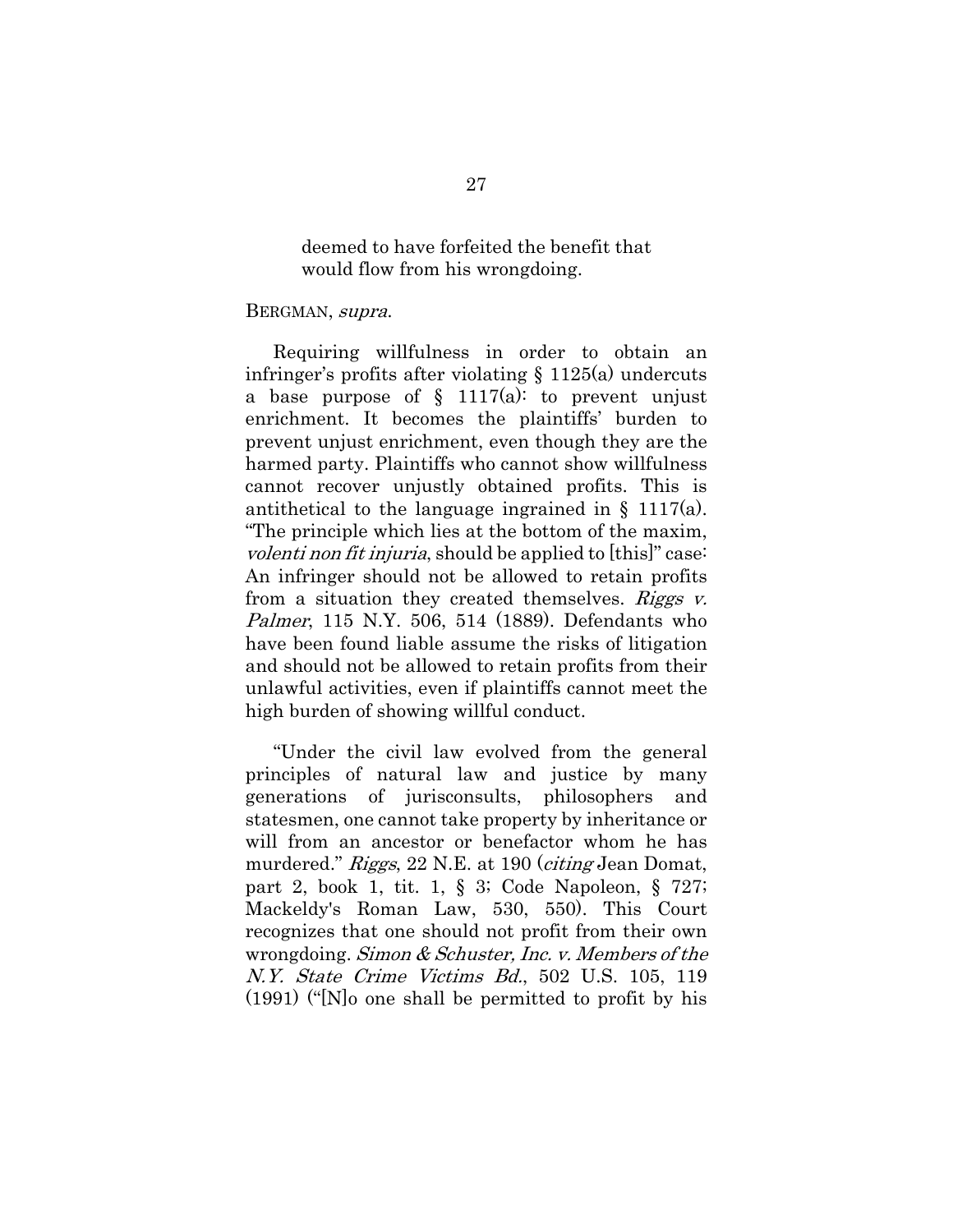> deemed to have forfeited the benefit that would flow from his wrongdoing.

BERGMAN, *supra*.

Requiring willfulness in order to obtain an infringer's profits after violating § 1125(a) undercuts a base purpose of § 1117(a): to prevent unjust enrichment. It becomes the plaintiffs' burden to prevent unjust enrichment, even though they are the harmed party. Plaintiffs who cannot show willfulness cannot recover unjustly obtained profits. This is antithetical to the language ingrained in § 1117(a). "The principle which lies at the bottom of the maxim, *volenti non fit injuria*, should be applied to [this]" case: An infringer should not be allowed to retain profits from a situation they created themselves. *Riggs v. Palmer*, 115 N.Y. 506, 514 (1889). Defendants who have been found liable assume the risks of litigation and should not be allowed to retain profits from their unlawful activities, even if plaintiffs cannot meet the high burden of showing willful conduct.

"Under the civil law evolved from the general principles of natural law and justice by many generations of jurisconsults, philosophers and statesmen, one cannot take property by inheritance or will from an ancestor or benefactor whom he has murdered." *Riggs*, 22 N.E. at 190 (*citing* Jean Domat, part 2, book 1, tit. 1, § 3; Code Napoleon, § 727; Mackeldy's Roman Law, 530, 550). This Court recognizes that one should not profit from their own wrongdoing. *Simon & Schuster, Inc. v. Members of the N.Y. State Crime Victims Bd.*, 502 U.S. 105, 119 (1991) ("[N]o one shall be permitted to profit by his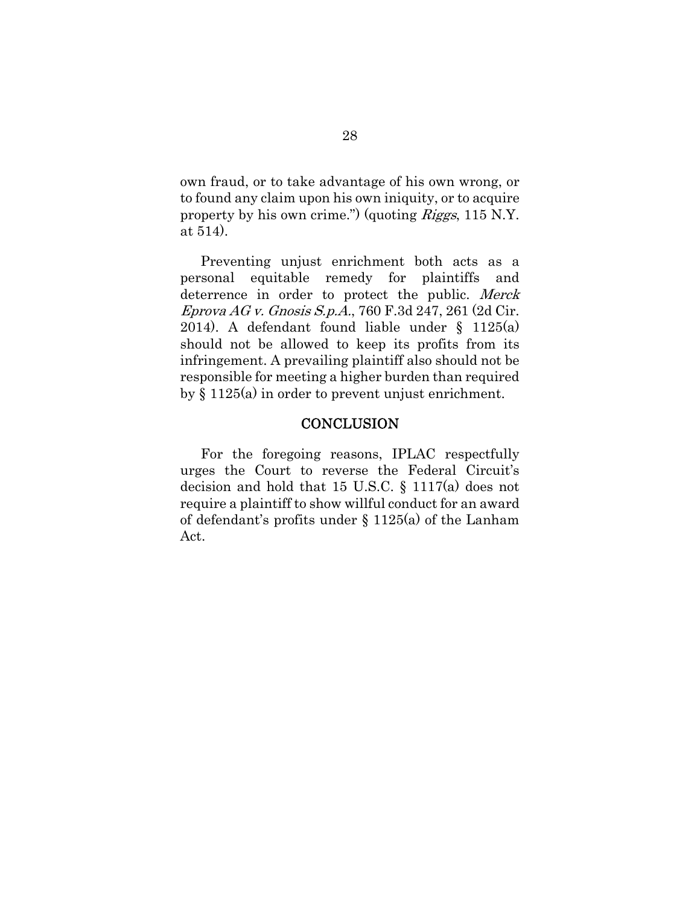own fraud, or to take advantage of his own wrong, or to found any claim upon his own iniquity, or to acquire property by his own crime.") (quoting *Riggs*, 115 N.Y. at 514).

Preventing unjust enrichment both acts as a personal equitable remedy for plaintiffs and deterrence in order to protect the public. *Merck Eprova AG v. Gnosis S.p.A.*, 760 F.3d 247, 261 (2d Cir. 2014). A defendant found liable under § 1125(a) should not be allowed to keep its profits from its infringement. A prevailing plaintiff also should not be responsible for meeting a higher burden than required by § 1125(a) in order to prevent unjust enrichment.

## CONCLUSION

For the foregoing reasons, IPLAC respectfully urges the Court to reverse the Federal Circuit's decision and hold that 15 U.S.C. § 1117(a) does not require a plaintiff to show willful conduct for an award of defendant's profits under § 1125(a) of the Lanham Act.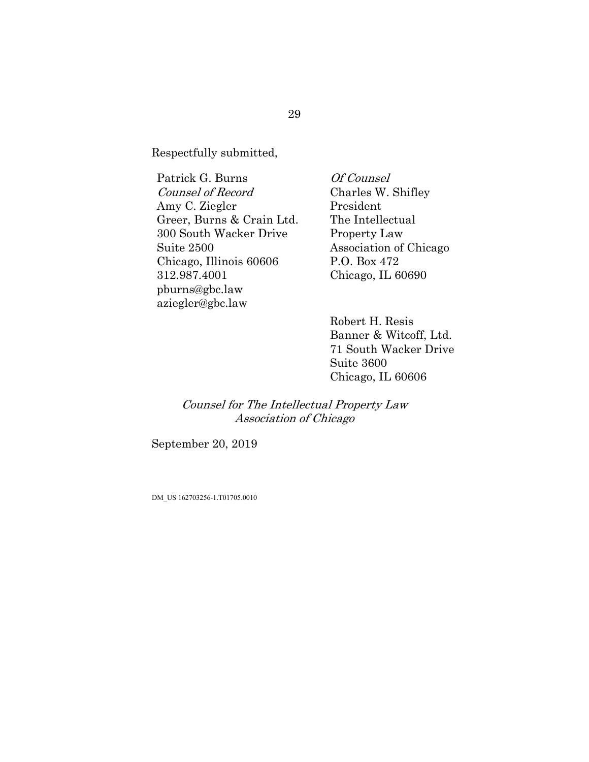Respectfully submitted,

Patrick G. Burns
*Counsel of Record*
Amy C. Ziegler
Greer, Burns & Crain Ltd.
300 South Wacker Drive
Suite 2500
Chicago, Illinois 60606
312.987.4001
pburns@gbc.law
aziegler@gbc.law

*Of Counsel*
Charles W. Shifley
President
The Intellectual
Property Law
Association of Chicago
P.O. Box 472
Chicago, IL 60690

Robert H. Resis
Banner & Witcoff, Ltd.
71 South Wacker Drive
Suite 3600
Chicago, IL 60606

*Counsel for The Intellectual Property Law Association of Chicago*

September 20, 2019

DM_US 162703256-1.T01705.0010